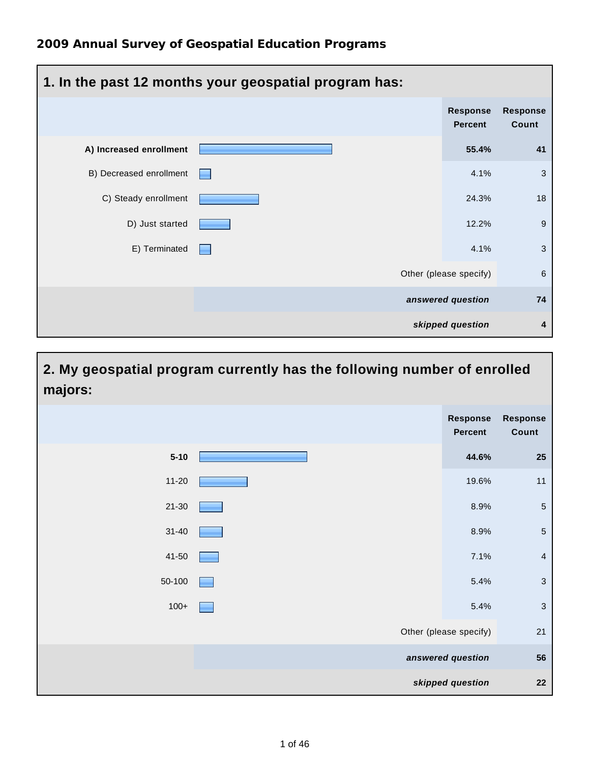## 2009 Annual Survey of Geospatial Education Programs

### 1. In the past 12 months your geospatial program has:

| | Response Percent | Response Count |
|---|---|---|
| **A) Increased enrollment** | **55.4%** | **41** |
| B) Decreased enrollment | 4.1% | 3 |
| C) Steady enrollment | 24.3% | 18 |
| D) Just started | 12.2% | 9 |
| E) Terminated | 4.1% | 3 |
| Other (please specify) | | 6 |
| ***answered question*** | | **74** |
| ***skipped question*** | | **4** |

### 2. My geospatial program currently has the following number of enrolled majors:

| | Response Percent | Response Count |
|---|---|---|
| **5-10** | **44.6%** | **25** |
| 11-20 | 19.6% | 11 |
| 21-30 | 8.9% | 5 |
| 31-40 | 8.9% | 5 |
| 41-50 | 7.1% | 4 |
| 50-100 | 5.4% | 3 |
| 100+ | 5.4% | 3 |
| Other (please specify) | | 21 |
| ***answered question*** | | **56** |
| ***skipped question*** | | **22** |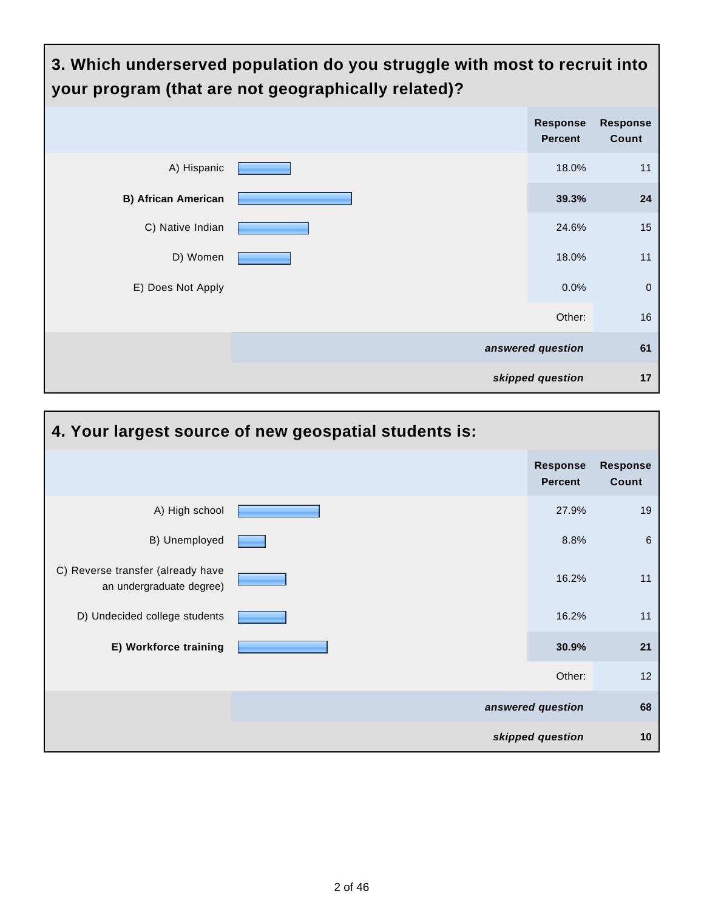## 3. Which underserved population do you struggle with most to recruit into your program (that are not geographically related)?

| | Response Percent | Response Count |
|---|---|---|
| A) Hispanic | 18.0% | 11 |
| **B) African American** | **39.3%** | **24** |
| C) Native Indian | 24.6% | 15 |
| D) Women | 18.0% | 11 |
| E) Does Not Apply | 0.0% | 0 |
| | Other: | 16 |
| | ***answered question*** | **61** |
| | ***skipped question*** | **17** |

## 4. Your largest source of new geospatial students is:

| | Response Percent | Response Count |
|---|---|---|
| A) High school | 27.9% | 19 |
| B) Unemployed | 8.8% | 6 |
| C) Reverse transfer (already have an undergraduate degree) | 16.2% | 11 |
| D) Undecided college students | 16.2% | 11 |
| **E) Workforce training** | **30.9%** | **21** |
| | Other: | 12 |
| | ***answered question*** | **68** |
| | ***skipped question*** | **10** |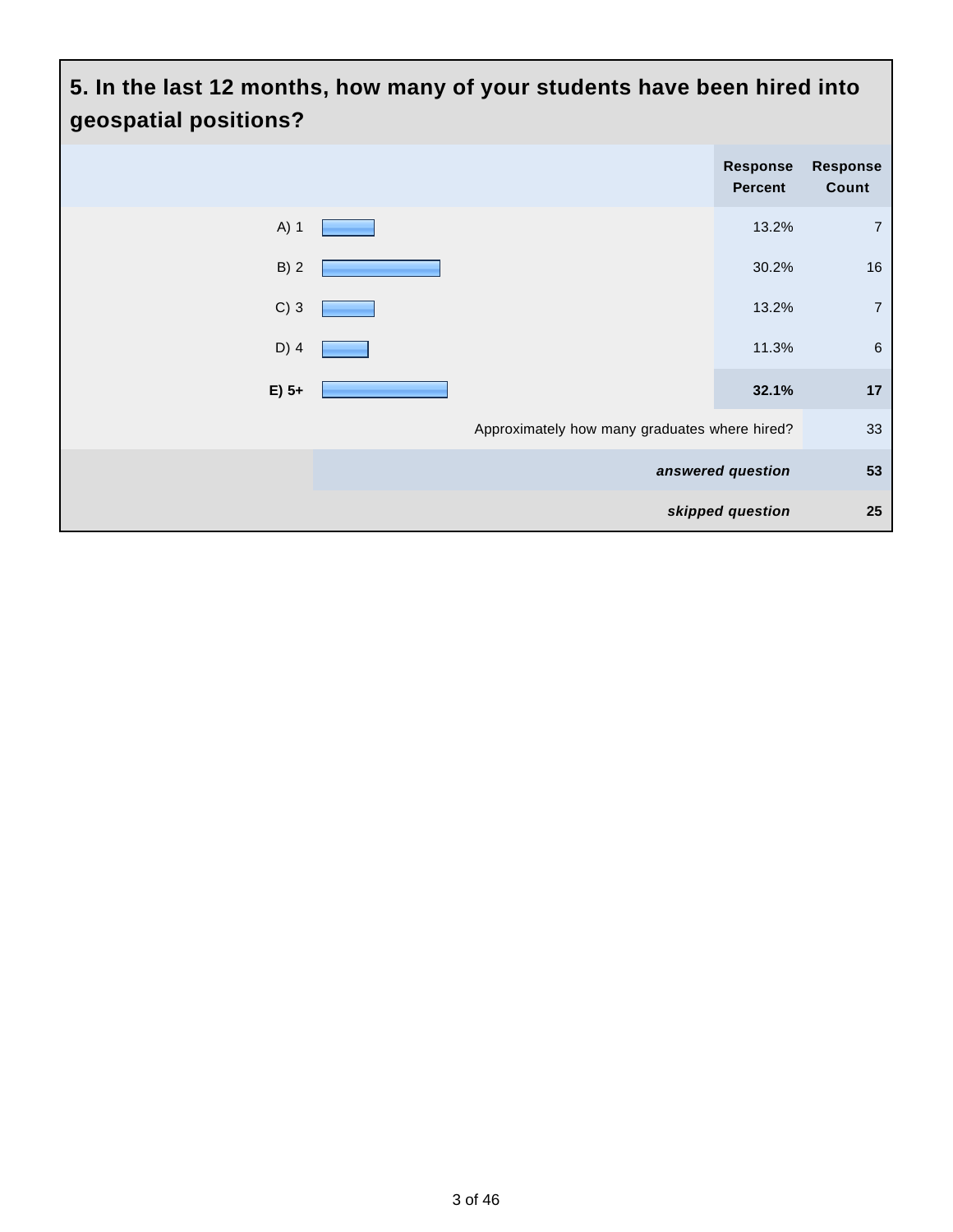## 5. In the last 12 months, how many of your students have been hired into geospatial positions?

| | Response Percent | Response Count |
|---|---|---|
| A) 1 | 13.2% | 7 |
| B) 2 | 30.2% | 16 |
| C) 3 | 13.2% | 7 |
| D) 4 | 11.3% | 6 |
| **E) 5+** | **32.1%** | **17** |
| Approximately how many graduates where hired? | | 33 |
| *answered question* | | 53 |
| *skipped question* | | 25 |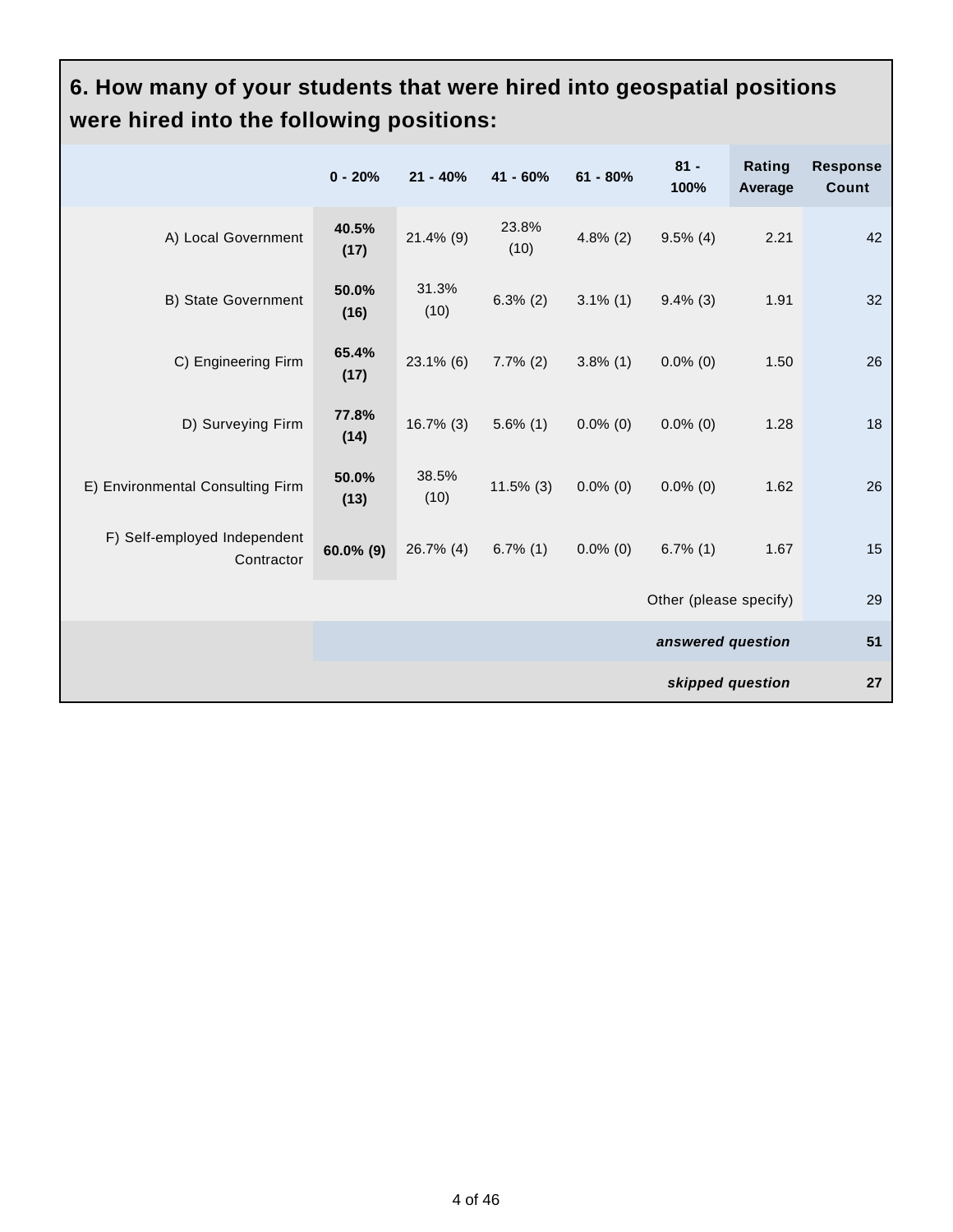## 6. How many of your students that were hired into geospatial positions were hired into the following positions:

| | 0 - 20% | 21 - 40% | 41 - 60% | 61 - 80% | 81 - 100% | Rating Average | Response Count |
|---|---|---|---|---|---|---|---|
| A) Local Government | **40.5% (17)** | 21.4% (9) | 23.8% (10) | 4.8% (2) | 9.5% (4) | 2.21 | 42 |
| B) State Government | **50.0% (16)** | 31.3% (10) | 6.3% (2) | 3.1% (1) | 9.4% (3) | 1.91 | 32 |
| C) Engineering Firm | **65.4% (17)** | 23.1% (6) | 7.7% (2) | 3.8% (1) | 0.0% (0) | 1.50 | 26 |
| D) Surveying Firm | **77.8% (14)** | 16.7% (3) | 5.6% (1) | 0.0% (0) | 0.0% (0) | 1.28 | 18 |
| E) Environmental Consulting Firm | **50.0% (13)** | 38.5% (10) | 11.5% (3) | 0.0% (0) | 0.0% (0) | 1.62 | 26 |
| F) Self-employed Independent Contractor | **60.0% (9)** | 26.7% (4) | 6.7% (1) | 0.0% (0) | 6.7% (1) | 1.67 | 15 |
| | | | | | | Other (please specify) | 29 |
| | | | | | | ***answered question*** | **51** |
| | | | | | | ***skipped question*** | **27** |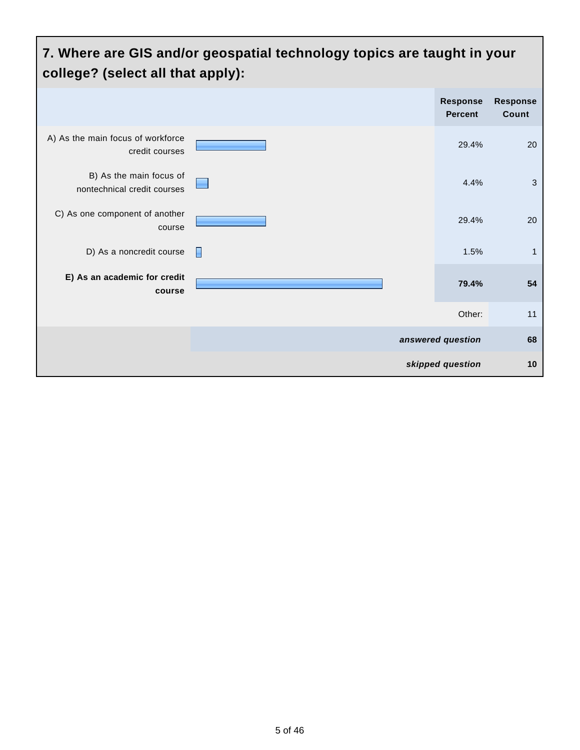## 7. Where are GIS and/or geospatial technology topics are taught in your college? (select all that apply):

| | Response Percent | Response Count |
|---|---|---|
| A) As the main focus of workforce credit courses | 29.4% | 20 |
| B) As the main focus of nontechnical credit courses | 4.4% | 3 |
| C) As one component of another course | 29.4% | 20 |
| D) As a noncredit course | 1.5% | 1 |
| **E) As an academic for credit course** | **79.4%** | **54** |
| | Other: | 11 |
| | ***answered question*** | **68** |
| | ***skipped question*** | **10** |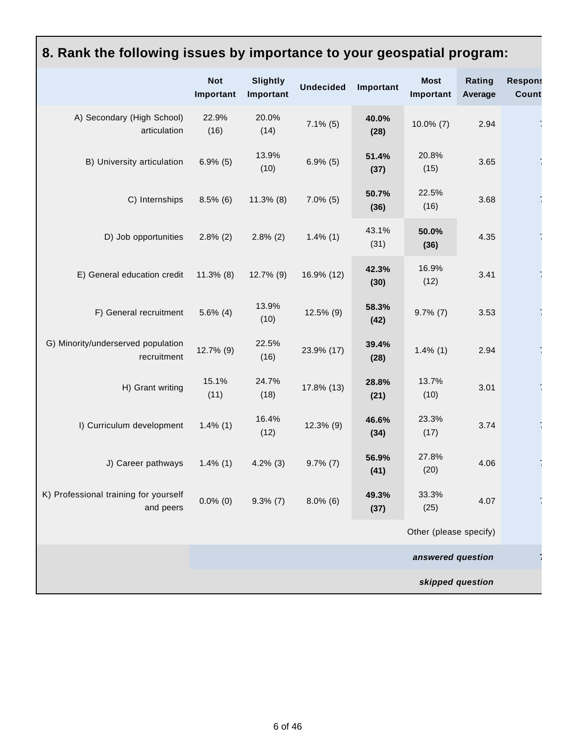## 8. Rank the following issues by importance to your geospatial program:

| | Not Important | Slightly Important | Undecided | Important | Most Important | Rating Average | Response Count |
|---|---|---|---|---|---|---|---|
| A) Secondary (High School) articulation | 22.9% (16) | 20.0% (14) | 7.1% (5) | **40.0% (28)** | 10.0% (7) | 2.94 | 7 |
| B) University articulation | 6.9% (5) | 13.9% (10) | 6.9% (5) | **51.4% (37)** | 20.8% (15) | 3.65 | 7 |
| C) Internships | 8.5% (6) | 11.3% (8) | 7.0% (5) | **50.7% (36)** | 22.5% (16) | 3.68 | 7 |
| D) Job opportunities | 2.8% (2) | 2.8% (2) | 1.4% (1) | 43.1% (31) | **50.0% (36)** | 4.35 | 7 |
| E) General education credit | 11.3% (8) | 12.7% (9) | 16.9% (12) | **42.3% (30)** | 16.9% (12) | 3.41 | 7 |
| F) General recruitment | 5.6% (4) | 13.9% (10) | 12.5% (9) | **58.3% (42)** | 9.7% (7) | 3.53 | 7 |
| G) Minority/underserved population recruitment | 12.7% (9) | 22.5% (16) | 23.9% (17) | **39.4% (28)** | 1.4% (1) | 2.94 | 7 |
| H) Grant writing | 15.1% (11) | 24.7% (18) | 17.8% (13) | **28.8% (21)** | 13.7% (10) | 3.01 | 7 |
| I) Curriculum development | 1.4% (1) | 16.4% (12) | 12.3% (9) | **46.6% (34)** | 23.3% (17) | 3.74 | 7 |
| J) Career pathways | 1.4% (1) | 4.2% (3) | 9.7% (7) | **56.9% (41)** | 27.8% (20) | 4.06 | 7 |
| K) Professional training for yourself and peers | 0.0% (0) | 9.3% (7) | 8.0% (6) | **49.3% (37)** | 33.3% (25) | 4.07 | 7 |
| | | | | | Other (please specify) | | |
| | | | | | *answered question* | | 7 |
| | | | | | *skipped question* | | |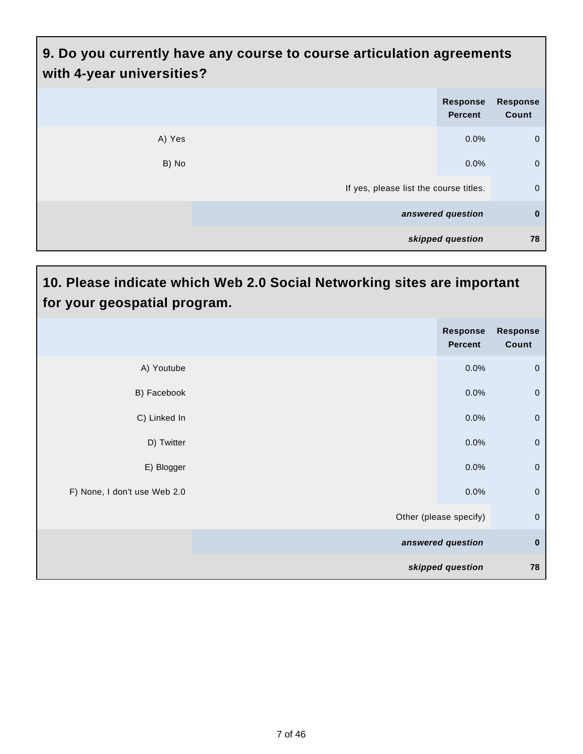## 9. Do you currently have any course to course articulation agreements with 4-year universities?

| | Response Percent | Response Count |
|---|---|---|
| A) Yes | 0.0% | 0 |
| B) No | 0.0% | 0 |
| If yes, please list the course titles. | | 0 |
| ***answered question*** | | **0** |
| ***skipped question*** | | **78** |

## 10. Please indicate which Web 2.0 Social Networking sites are important for your geospatial program.

| | Response Percent | Response Count |
|---|---|---|
| A) Youtube | 0.0% | 0 |
| B) Facebook | 0.0% | 0 |
| C) Linked In | 0.0% | 0 |
| D) Twitter | 0.0% | 0 |
| E) Blogger | 0.0% | 0 |
| F) None, I don't use Web 2.0 | 0.0% | 0 |
| Other (please specify) | | 0 |
| ***answered question*** | | **0** |
| ***skipped question*** | | **78** |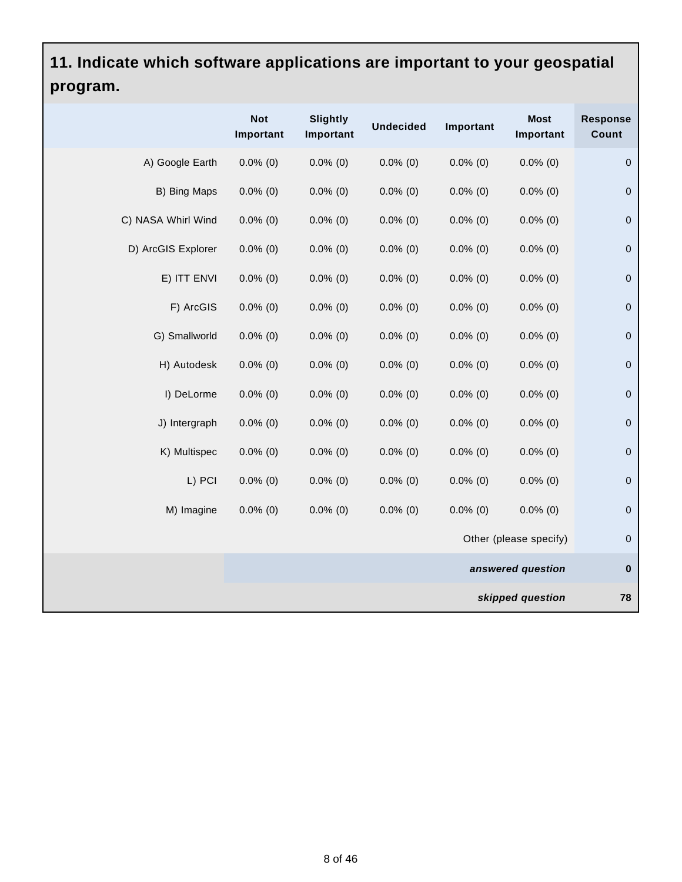## 11. Indicate which software applications are important to your geospatial program.

| | Not Important | Slightly Important | Undecided | Important | Most Important | Response Count |
|---|---|---|---|---|---|---|
| A) Google Earth | 0.0% (0) | 0.0% (0) | 0.0% (0) | 0.0% (0) | 0.0% (0) | 0 |
| B) Bing Maps | 0.0% (0) | 0.0% (0) | 0.0% (0) | 0.0% (0) | 0.0% (0) | 0 |
| C) NASA Whirl Wind | 0.0% (0) | 0.0% (0) | 0.0% (0) | 0.0% (0) | 0.0% (0) | 0 |
| D) ArcGIS Explorer | 0.0% (0) | 0.0% (0) | 0.0% (0) | 0.0% (0) | 0.0% (0) | 0 |
| E) ITT ENVI | 0.0% (0) | 0.0% (0) | 0.0% (0) | 0.0% (0) | 0.0% (0) | 0 |
| F) ArcGIS | 0.0% (0) | 0.0% (0) | 0.0% (0) | 0.0% (0) | 0.0% (0) | 0 |
| G) Smallworld | 0.0% (0) | 0.0% (0) | 0.0% (0) | 0.0% (0) | 0.0% (0) | 0 |
| H) Autodesk | 0.0% (0) | 0.0% (0) | 0.0% (0) | 0.0% (0) | 0.0% (0) | 0 |
| I) DeLorme | 0.0% (0) | 0.0% (0) | 0.0% (0) | 0.0% (0) | 0.0% (0) | 0 |
| J) Intergraph | 0.0% (0) | 0.0% (0) | 0.0% (0) | 0.0% (0) | 0.0% (0) | 0 |
| K) Multispec | 0.0% (0) | 0.0% (0) | 0.0% (0) | 0.0% (0) | 0.0% (0) | 0 |
| L) PCI | 0.0% (0) | 0.0% (0) | 0.0% (0) | 0.0% (0) | 0.0% (0) | 0 |
| M) Imagine | 0.0% (0) | 0.0% (0) | 0.0% (0) | 0.0% (0) | 0.0% (0) | 0 |
| | | | | | Other (please specify) | 0 |
| | | | | | ***answered question*** | **0** |
| | | | | | ***skipped question*** | **78** |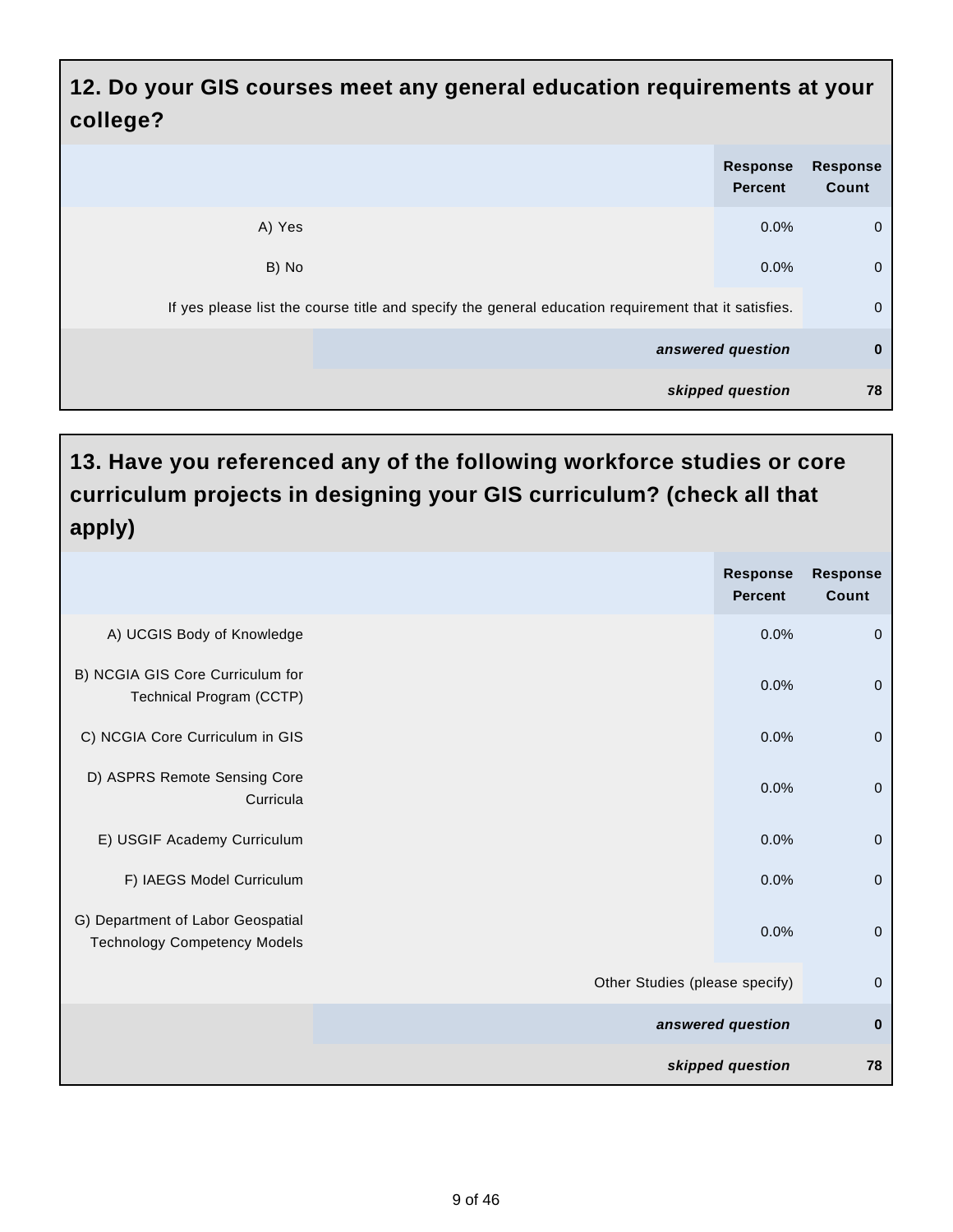## 12. Do your GIS courses meet any general education requirements at your college?

| | Response Percent | Response Count |
|---|---|---|
| A) Yes | 0.0% | 0 |
| B) No | 0.0% | 0 |
| If yes please list the course title and specify the general education requirement that it satisfies. | | 0 |
| *answered question* | | **0** |
| *skipped question* | | **78** |

## 13. Have you referenced any of the following workforce studies or core curriculum projects in designing your GIS curriculum? (check all that apply)

| | Response Percent | Response Count |
|---|---|---|
| A) UCGIS Body of Knowledge | 0.0% | 0 |
| B) NCGIA GIS Core Curriculum for Technical Program (CCTP) | 0.0% | 0 |
| C) NCGIA Core Curriculum in GIS | 0.0% | 0 |
| D) ASPRS Remote Sensing Core Curricula | 0.0% | 0 |
| E) USGIF Academy Curriculum | 0.0% | 0 |
| F) IAEGS Model Curriculum | 0.0% | 0 |
| G) Department of Labor Geospatial Technology Competency Models | 0.0% | 0 |
| Other Studies (please specify) | | 0 |
| *answered question* | | **0** |
| *skipped question* | | **78** |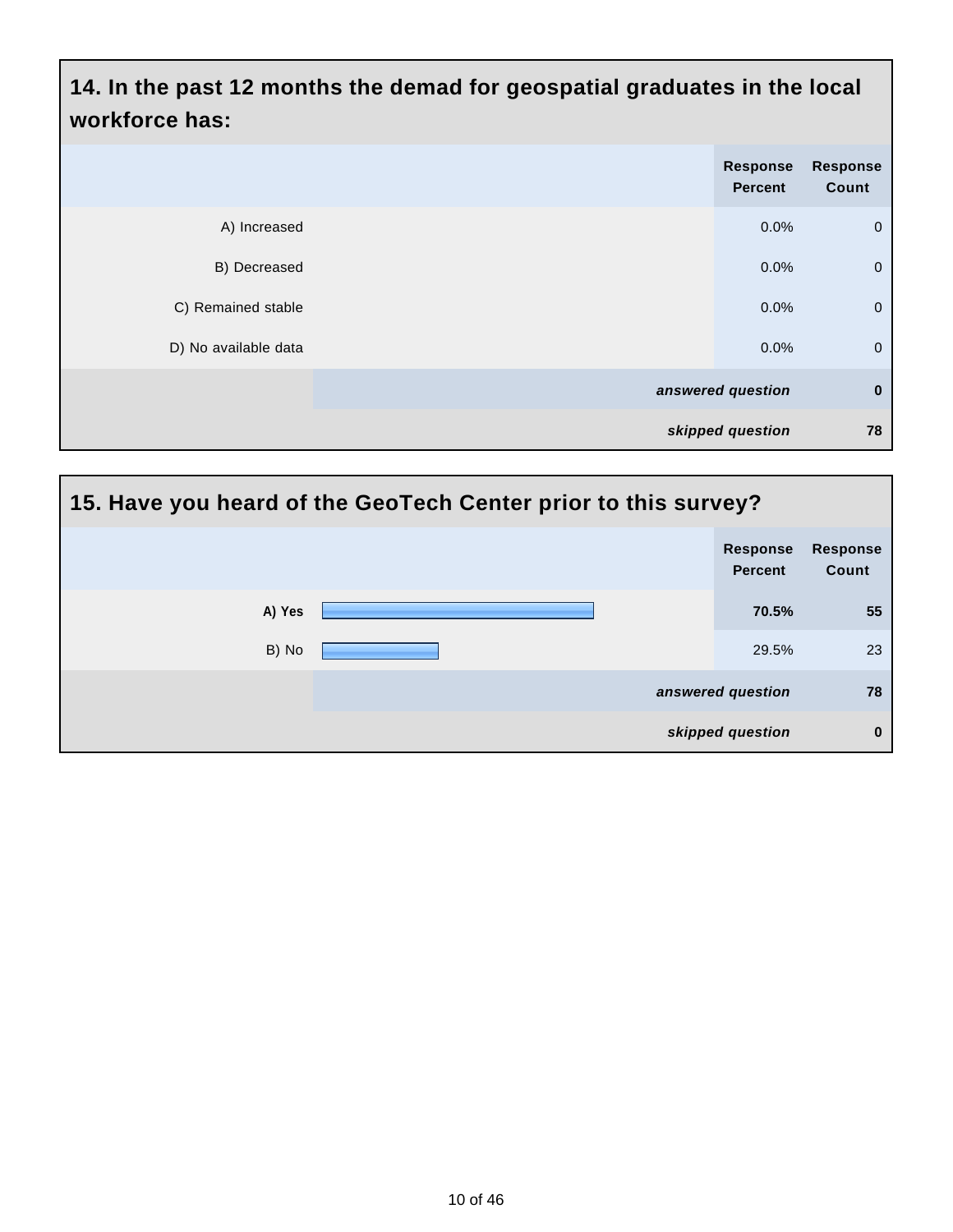## 14. In the past 12 months the demad for geospatial graduates in the local workforce has:

| | Response Percent | Response Count |
|---|---|---|
| A) Increased | 0.0% | 0 |
| B) Decreased | 0.0% | 0 |
| C) Remained stable | 0.0% | 0 |
| D) No available data | 0.0% | 0 |
| *answered question* | | **0** |
| *skipped question* | | **78** |

## 15. Have you heard of the GeoTech Center prior to this survey?

| | Response Percent | Response Count |
|---|---|---|
| **A) Yes** | **70.5%** | **55** |
| B) No | 29.5% | 23 |
| *answered question* | | **78** |
| *skipped question* | | **0** |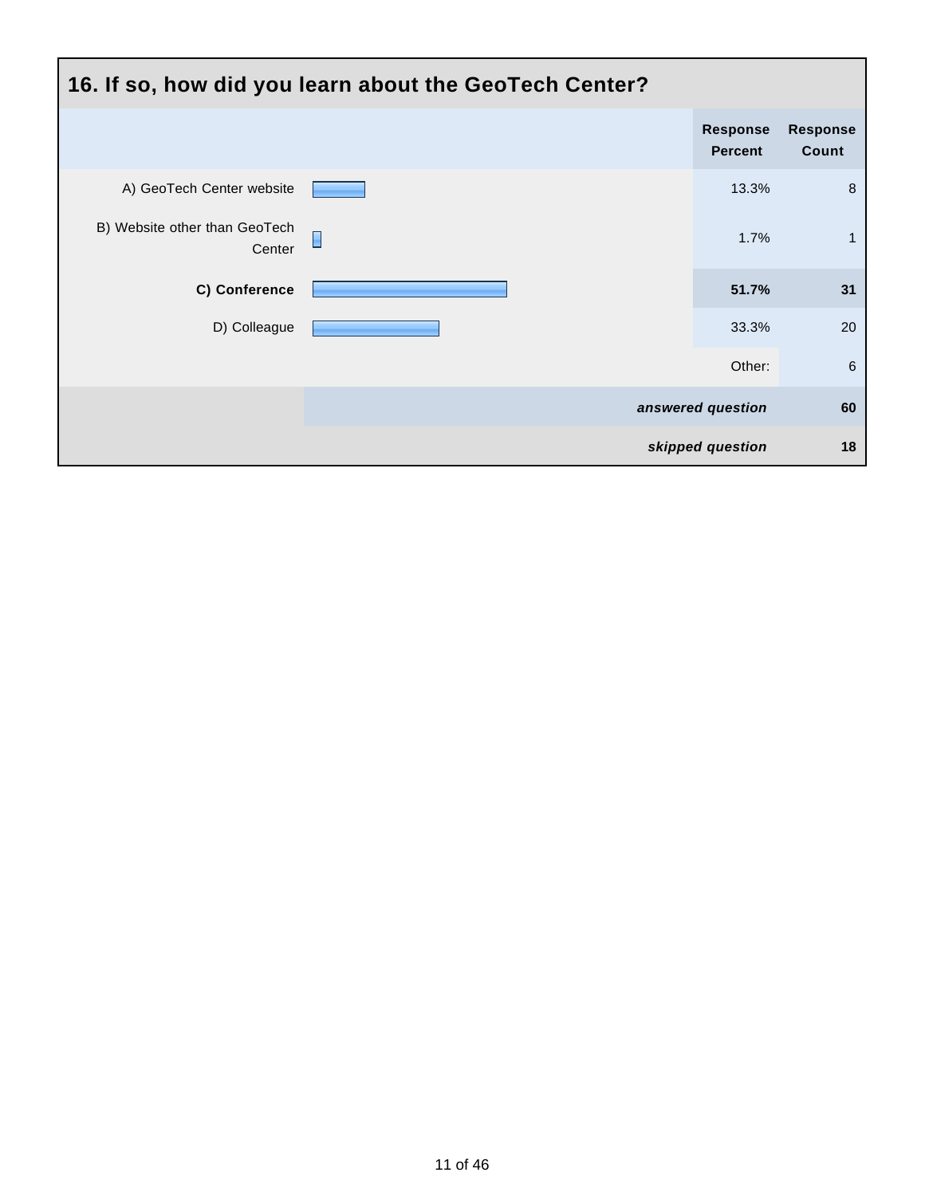## 16. If so, how did you learn about the GeoTech Center?

| | Response Percent | Response Count |
|---|---|---|
| A) GeoTech Center website | 13.3% | 8 |
| B) Website other than GeoTech Center | 1.7% | 1 |
| **C) Conference** | **51.7%** | **31** |
| D) Colleague | 33.3% | 20 |
| | Other: | 6 |
| | ***answered question*** | **60** |
| | ***skipped question*** | **18** |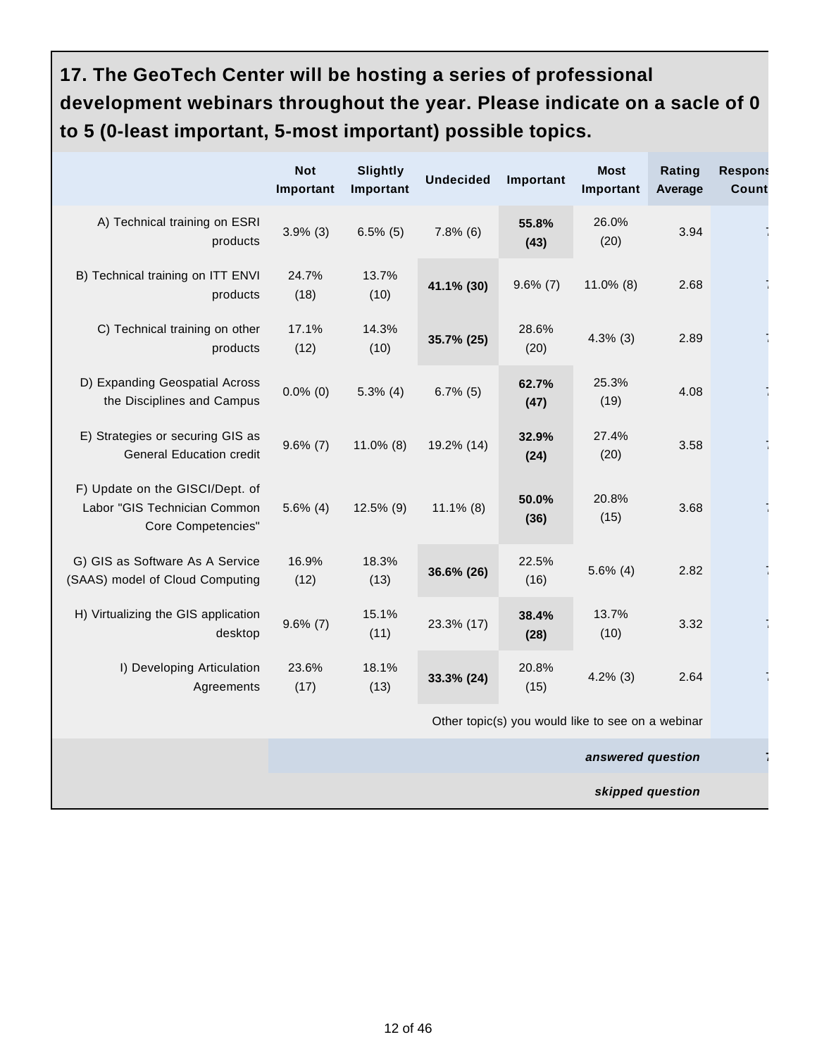## 17. The GeoTech Center will be hosting a series of professional development webinars throughout the year. Please indicate on a sacle of 0 to 5 (0-least important, 5-most important) possible topics.

| | Not Important | Slightly Important | Undecided | Important | Most Important | Rating Average | Respons Count |
|---|---|---|---|---|---|---|---|
| A) Technical training on ESRI products | 3.9% (3) | 6.5% (5) | 7.8% (6) | **55.8% (43)** | 26.0% (20) | 3.94 | |
| B) Technical training on ITT ENVI products | 24.7% (18) | 13.7% (10) | **41.1% (30)** | 9.6% (7) | 11.0% (8) | 2.68 | |
| C) Technical training on other products | 17.1% (12) | 14.3% (10) | **35.7% (25)** | 28.6% (20) | 4.3% (3) | 2.89 | |
| D) Expanding Geospatial Across the Disciplines and Campus | 0.0% (0) | 5.3% (4) | 6.7% (5) | **62.7% (47)** | 25.3% (19) | 4.08 | |
| E) Strategies or securing GIS as General Education credit | 9.6% (7) | 11.0% (8) | 19.2% (14) | **32.9% (24)** | 27.4% (20) | 3.58 | |
| F) Update on the GISCI/Dept. of Labor "GIS Technician Common Core Competencies" | 5.6% (4) | 12.5% (9) | 11.1% (8) | **50.0% (36)** | 20.8% (15) | 3.68 | |
| G) GIS as Software As A Service (SAAS) model of Cloud Computing | 16.9% (12) | 18.3% (13) | **36.6% (26)** | 22.5% (16) | 5.6% (4) | 2.82 | |
| H) Virtualizing the GIS application desktop | 9.6% (7) | 15.1% (11) | 23.3% (17) | **38.4% (28)** | 13.7% (10) | 3.32 | |
| I) Developing Articulation Agreements | 23.6% (17) | 18.1% (13) | **33.3% (24)** | 20.8% (15) | 4.2% (3) | 2.64 | |
| | | | | Other topic(s) you would like to see on a webinar | | | |
| | | | | | | ***answered question*** | |
| | | | | | | ***skipped question*** | |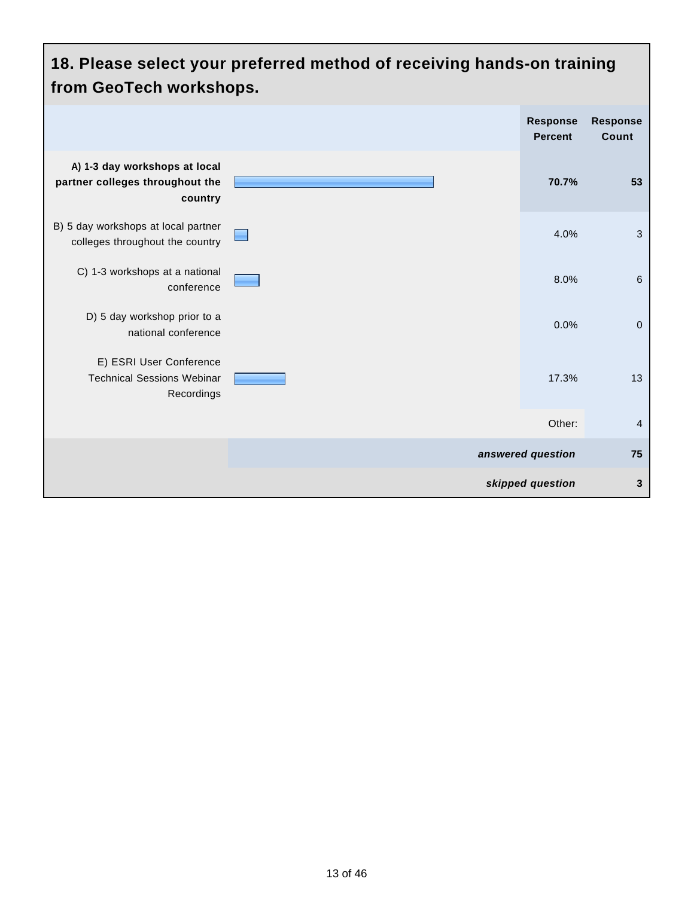## 18. Please select your preferred method of receiving hands-on training from GeoTech workshops.

| | Response Percent | Response Count |
|---|---|---|
| **A) 1-3 day workshops at local partner colleges throughout the country** | **70.7%** | **53** |
| B) 5 day workshops at local partner colleges throughout the country | 4.0% | 3 |
| C) 1-3 workshops at a national conference | 8.0% | 6 |
| D) 5 day workshop prior to a national conference | 0.0% | 0 |
| E) ESRI User Conference Technical Sessions Webinar Recordings | 17.3% | 13 |
| | Other: | 4 |
| | ***answered question*** | **75** |
| | ***skipped question*** | **3** |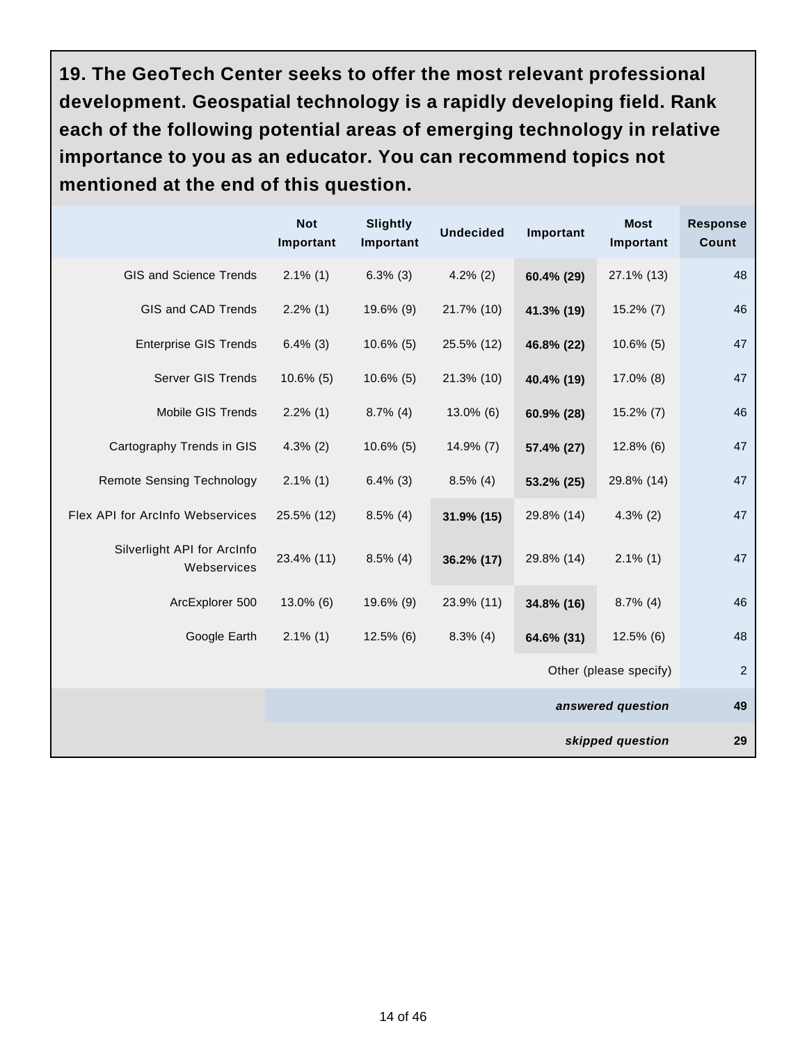## 19. The GeoTech Center seeks to offer the most relevant professional development. Geospatial technology is a rapidly developing field. Rank each of the following potential areas of emerging technology in relative importance to you as an educator. You can recommend topics not mentioned at the end of this question.

| | Not Important | Slightly Important | Undecided | Important | Most Important | Response Count |
|---|---|---|---|---|---|---|
| GIS and Science Trends | 2.1% (1) | 6.3% (3) | 4.2% (2) | **60.4% (29)** | 27.1% (13) | 48 |
| GIS and CAD Trends | 2.2% (1) | 19.6% (9) | 21.7% (10) | **41.3% (19)** | 15.2% (7) | 46 |
| Enterprise GIS Trends | 6.4% (3) | 10.6% (5) | 25.5% (12) | **46.8% (22)** | 10.6% (5) | 47 |
| Server GIS Trends | 10.6% (5) | 10.6% (5) | 21.3% (10) | **40.4% (19)** | 17.0% (8) | 47 |
| Mobile GIS Trends | 2.2% (1) | 8.7% (4) | 13.0% (6) | **60.9% (28)** | 15.2% (7) | 46 |
| Cartography Trends in GIS | 4.3% (2) | 10.6% (5) | 14.9% (7) | **57.4% (27)** | 12.8% (6) | 47 |
| Remote Sensing Technology | 2.1% (1) | 6.4% (3) | 8.5% (4) | **53.2% (25)** | 29.8% (14) | 47 |
| Flex API for ArcInfo Webservices | 25.5% (12) | 8.5% (4) | **31.9% (15)** | 29.8% (14) | 4.3% (2) | 47 |
| Silverlight API for ArcInfo Webservices | 23.4% (11) | 8.5% (4) | **36.2% (17)** | 29.8% (14) | 2.1% (1) | 47 |
| ArcExplorer 500 | 13.0% (6) | 19.6% (9) | 23.9% (11) | **34.8% (16)** | 8.7% (4) | 46 |
| Google Earth | 2.1% (1) | 12.5% (6) | 8.3% (4) | **64.6% (31)** | 12.5% (6) | 48 |
| | | | | | Other (please specify) | 2 |
| | | | | | *answered question* | **49** |
| | | | | | *skipped question* | **29** |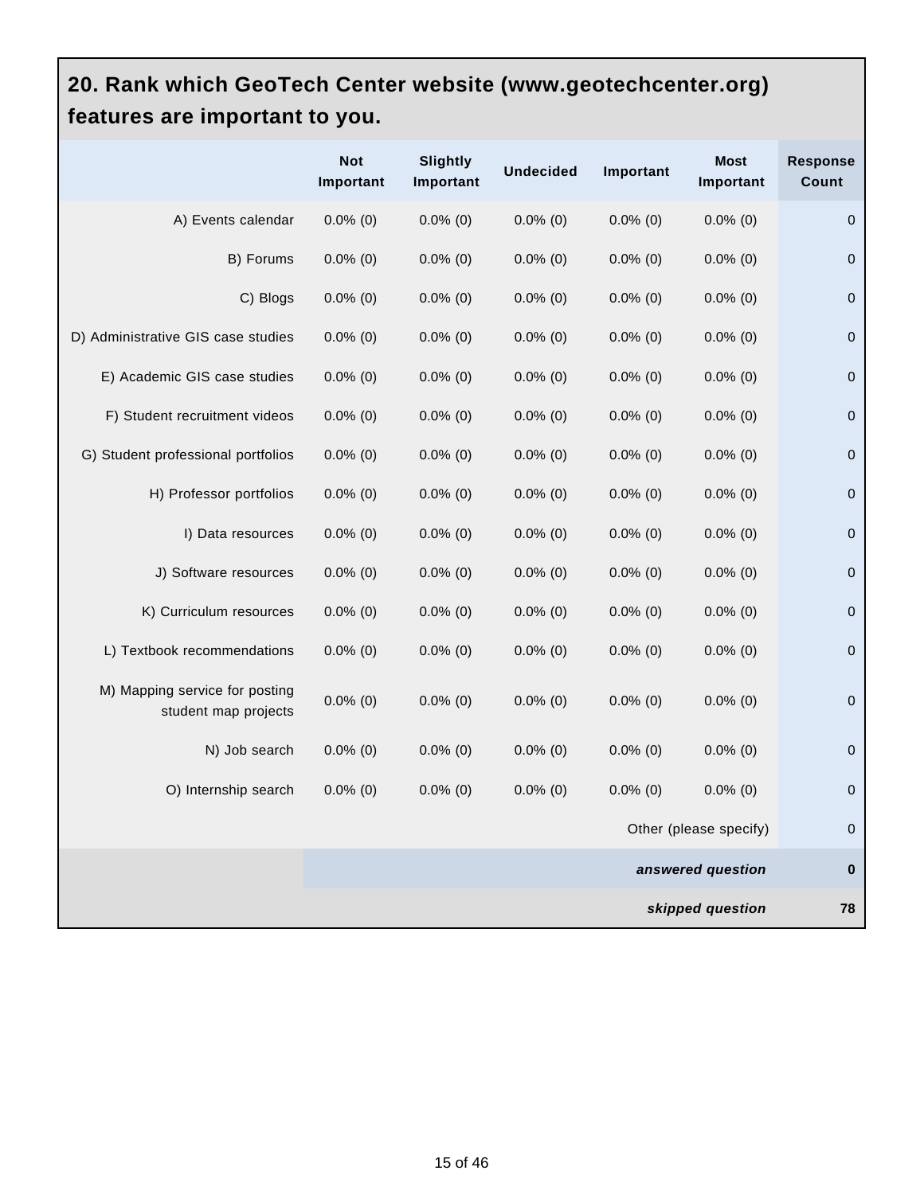## 20. Rank which GeoTech Center website (www.geotechcenter.org) features are important to you.

| | Not Important | Slightly Important | Undecided | Important | Most Important | Response Count |
|---|---|---|---|---|---|---|
| A) Events calendar | 0.0% (0) | 0.0% (0) | 0.0% (0) | 0.0% (0) | 0.0% (0) | 0 |
| B) Forums | 0.0% (0) | 0.0% (0) | 0.0% (0) | 0.0% (0) | 0.0% (0) | 0 |
| C) Blogs | 0.0% (0) | 0.0% (0) | 0.0% (0) | 0.0% (0) | 0.0% (0) | 0 |
| D) Administrative GIS case studies | 0.0% (0) | 0.0% (0) | 0.0% (0) | 0.0% (0) | 0.0% (0) | 0 |
| E) Academic GIS case studies | 0.0% (0) | 0.0% (0) | 0.0% (0) | 0.0% (0) | 0.0% (0) | 0 |
| F) Student recruitment videos | 0.0% (0) | 0.0% (0) | 0.0% (0) | 0.0% (0) | 0.0% (0) | 0 |
| G) Student professional portfolios | 0.0% (0) | 0.0% (0) | 0.0% (0) | 0.0% (0) | 0.0% (0) | 0 |
| H) Professor portfolios | 0.0% (0) | 0.0% (0) | 0.0% (0) | 0.0% (0) | 0.0% (0) | 0 |
| I) Data resources | 0.0% (0) | 0.0% (0) | 0.0% (0) | 0.0% (0) | 0.0% (0) | 0 |
| J) Software resources | 0.0% (0) | 0.0% (0) | 0.0% (0) | 0.0% (0) | 0.0% (0) | 0 |
| K) Curriculum resources | 0.0% (0) | 0.0% (0) | 0.0% (0) | 0.0% (0) | 0.0% (0) | 0 |
| L) Textbook recommendations | 0.0% (0) | 0.0% (0) | 0.0% (0) | 0.0% (0) | 0.0% (0) | 0 |
| M) Mapping service for posting student map projects | 0.0% (0) | 0.0% (0) | 0.0% (0) | 0.0% (0) | 0.0% (0) | 0 |
| N) Job search | 0.0% (0) | 0.0% (0) | 0.0% (0) | 0.0% (0) | 0.0% (0) | 0 |
| O) Internship search | 0.0% (0) | 0.0% (0) | 0.0% (0) | 0.0% (0) | 0.0% (0) | 0 |
| | | | | | Other (please specify) | 0 |
| | | | | | ***answered question*** | **0** |
| | | | | | ***skipped question*** | **78** |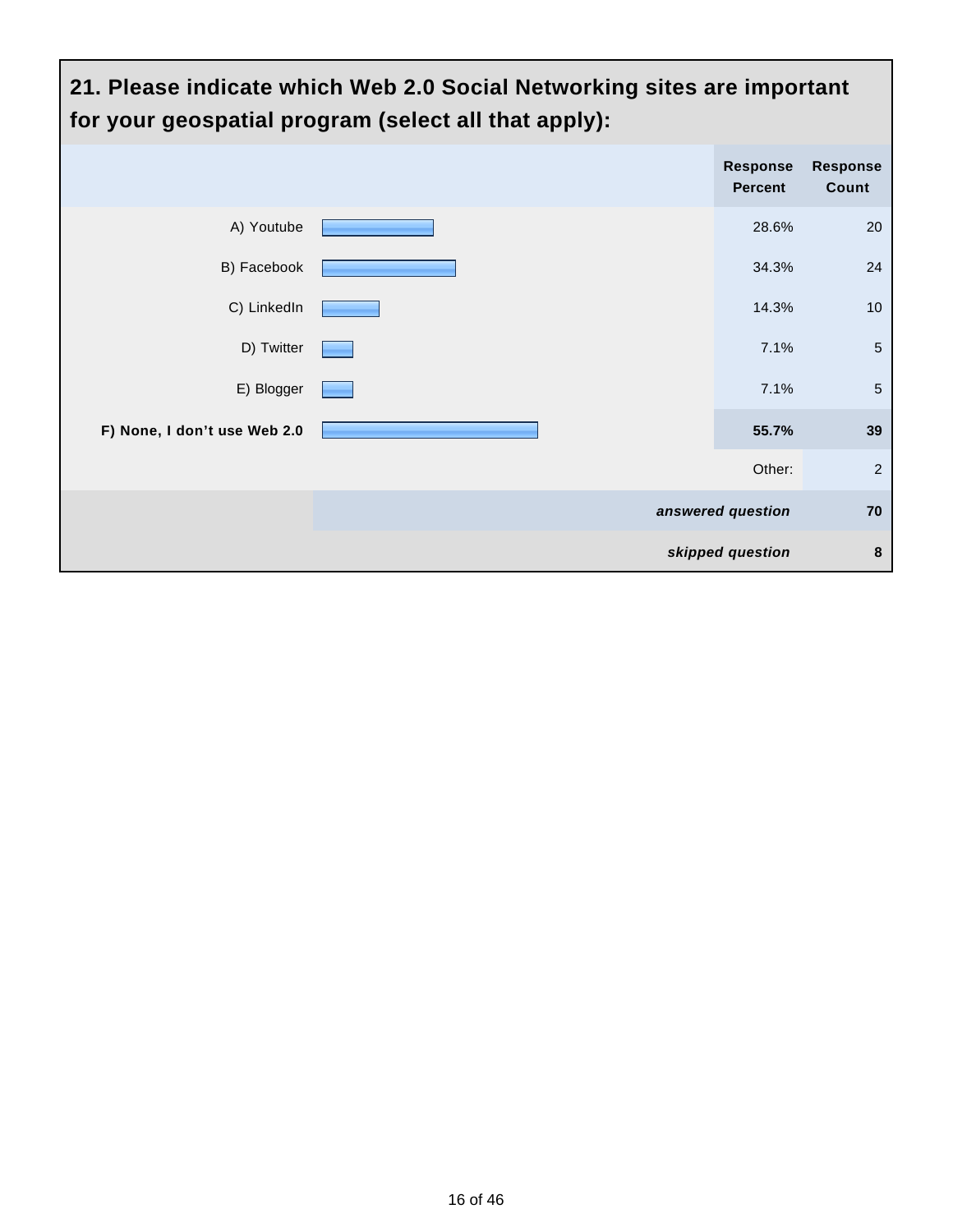## 21. Please indicate which Web 2.0 Social Networking sites are important for your geospatial program (select all that apply):

| | Response Percent | Response Count |
|---|---|---|
| A) Youtube | 28.6% | 20 |
| B) Facebook | 34.3% | 24 |
| C) LinkedIn | 14.3% | 10 |
| D) Twitter | 7.1% | 5 |
| E) Blogger | 7.1% | 5 |
| **F) None, I don't use Web 2.0** | **55.7%** | **39** |
| | Other: | 2 |
| | ***answered question*** | **70** |
| | ***skipped question*** | **8** |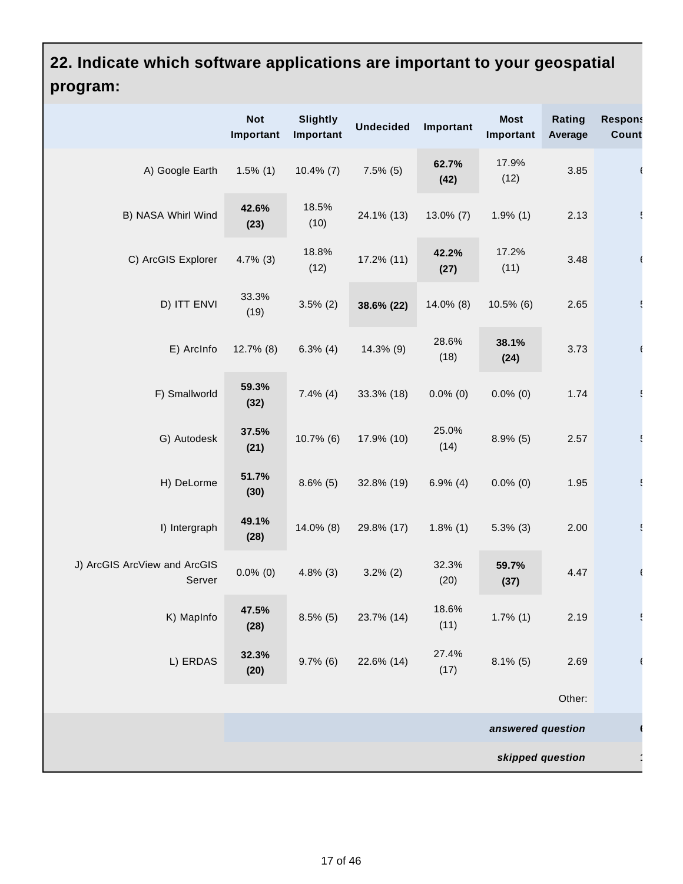## 22. Indicate which software applications are important to your geospatial program:

| | Not Important | Slightly Important | Undecided | Important | Most Important | Rating Average | Response Count |
|---|---|---|---|---|---|---|---|
| A) Google Earth | 1.5% (1) | 10.4% (7) | 7.5% (5) | **62.7% (42)** | 17.9% (12) | 3.85 | 6 |
| B) NASA Whirl Wind | **42.6% (23)** | 18.5% (10) | 24.1% (13) | 13.0% (7) | 1.9% (1) | 2.13 | 5 |
| C) ArcGIS Explorer | 4.7% (3) | 18.8% (12) | 17.2% (11) | **42.2% (27)** | 17.2% (11) | 3.48 | 6 |
| D) ITT ENVI | 33.3% (19) | 3.5% (2) | **38.6% (22)** | 14.0% (8) | 10.5% (6) | 2.65 | 5 |
| E) ArcInfo | 12.7% (8) | 6.3% (4) | 14.3% (9) | 28.6% (18) | **38.1% (24)** | 3.73 | 6 |
| F) Smallworld | **59.3% (32)** | 7.4% (4) | 33.3% (18) | 0.0% (0) | 0.0% (0) | 1.74 | 5 |
| G) Autodesk | **37.5% (21)** | 10.7% (6) | 17.9% (10) | 25.0% (14) | 8.9% (5) | 2.57 | 5 |
| H) DeLorme | **51.7% (30)** | 8.6% (5) | 32.8% (19) | 6.9% (4) | 0.0% (0) | 1.95 | 5 |
| I) Intergraph | **49.1% (28)** | 14.0% (8) | 29.8% (17) | 1.8% (1) | 5.3% (3) | 2.00 | 5 |
| J) ArcGIS ArcView and ArcGIS Server | 0.0% (0) | 4.8% (3) | 3.2% (2) | 32.3% (20) | **59.7% (37)** | 4.47 | 6 |
| K) MapInfo | **47.5% (28)** | 8.5% (5) | 23.7% (14) | 18.6% (11) | 1.7% (1) | 2.19 | 5 |
| L) ERDAS | **32.3% (20)** | 9.7% (6) | 22.6% (14) | 27.4% (17) | 8.1% (5) | 2.69 | 6 |
| | | | | | | Other: | |
| | | | | | | *answered question* | 6 |
| | | | | | | *skipped question* | 1 |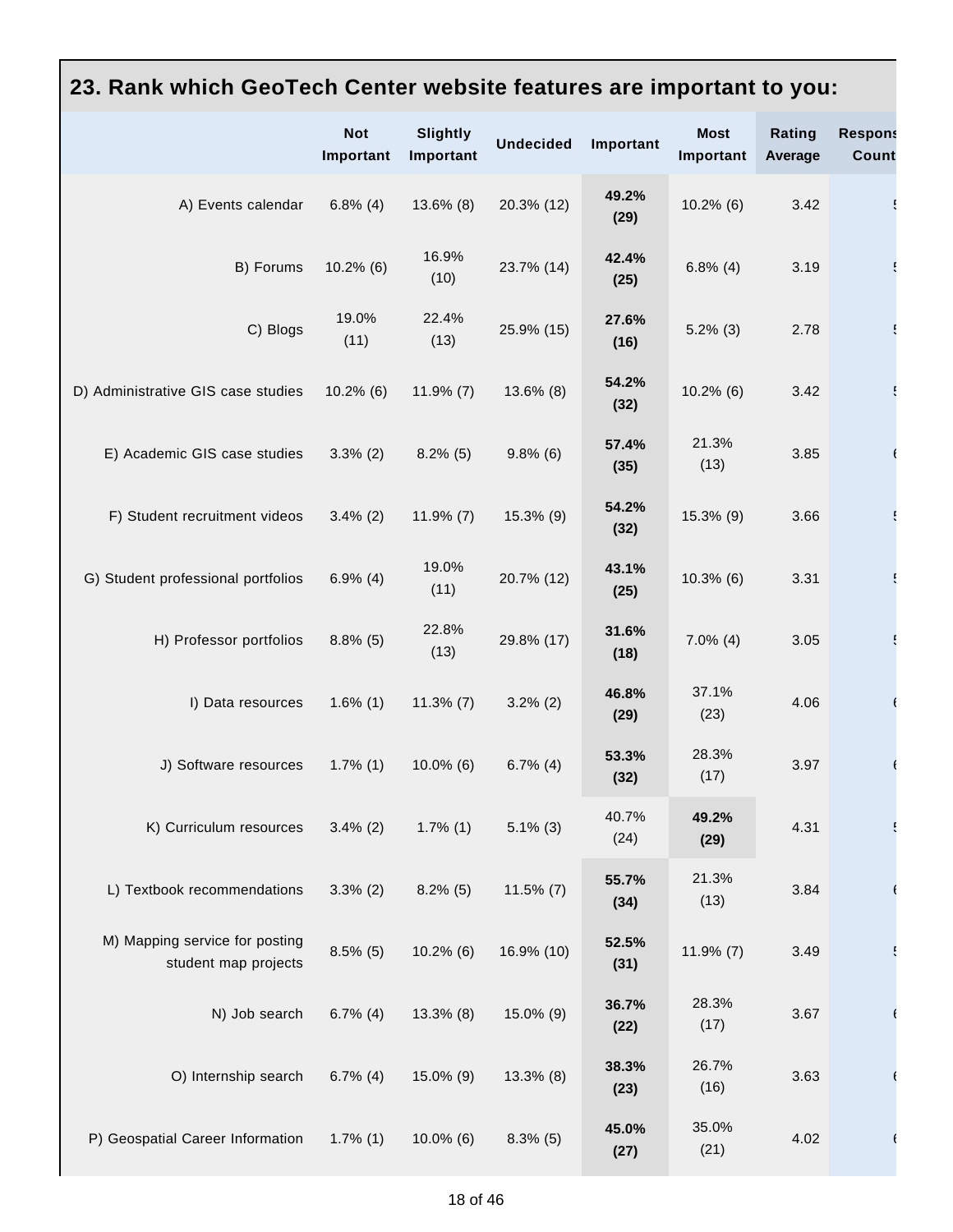# 23. Rank which GeoTech Center website features are important to you:

| | Not Important | Slightly Important | Undecided | Important | Most Important | Rating Average | Respons Count |
|---|---|---|---|---|---|---|---|
| A) Events calendar | 6.8% (4) | 13.6% (8) | 20.3% (12) | **49.2% (29)** | 10.2% (6) | 3.42 | 5 |
| B) Forums | 10.2% (6) | 16.9% (10) | 23.7% (14) | **42.4% (25)** | 6.8% (4) | 3.19 | 5 |
| C) Blogs | 19.0% (11) | 22.4% (13) | 25.9% (15) | **27.6% (16)** | 5.2% (3) | 2.78 | 5 |
| D) Administrative GIS case studies | 10.2% (6) | 11.9% (7) | 13.6% (8) | **54.2% (32)** | 10.2% (6) | 3.42 | 5 |
| E) Academic GIS case studies | 3.3% (2) | 8.2% (5) | 9.8% (6) | **57.4% (35)** | 21.3% (13) | 3.85 | 6 |
| F) Student recruitment videos | 3.4% (2) | 11.9% (7) | 15.3% (9) | **54.2% (32)** | 15.3% (9) | 3.66 | 5 |
| G) Student professional portfolios | 6.9% (4) | 19.0% (11) | 20.7% (12) | **43.1% (25)** | 10.3% (6) | 3.31 | 5 |
| H) Professor portfolios | 8.8% (5) | 22.8% (13) | 29.8% (17) | **31.6% (18)** | 7.0% (4) | 3.05 | 5 |
| I) Data resources | 1.6% (1) | 11.3% (7) | 3.2% (2) | **46.8% (29)** | 37.1% (23) | 4.06 | 6 |
| J) Software resources | 1.7% (1) | 10.0% (6) | 6.7% (4) | **53.3% (32)** | 28.3% (17) | 3.97 | 6 |
| K) Curriculum resources | 3.4% (2) | 1.7% (1) | 5.1% (3) | 40.7% (24) | **49.2% (29)** | 4.31 | 5 |
| L) Textbook recommendations | 3.3% (2) | 8.2% (5) | 11.5% (7) | **55.7% (34)** | 21.3% (13) | 3.84 | 6 |
| M) Mapping service for posting student map projects | 8.5% (5) | 10.2% (6) | 16.9% (10) | **52.5% (31)** | 11.9% (7) | 3.49 | 5 |
| N) Job search | 6.7% (4) | 13.3% (8) | 15.0% (9) | **36.7% (22)** | 28.3% (17) | 3.67 | 6 |
| O) Internship search | 6.7% (4) | 15.0% (9) | 13.3% (8) | **38.3% (23)** | 26.7% (16) | 3.63 | 6 |
| P) Geospatial Career Information | 1.7% (1) | 10.0% (6) | 8.3% (5) | **45.0% (27)** | 35.0% (21) | 4.02 | 6 |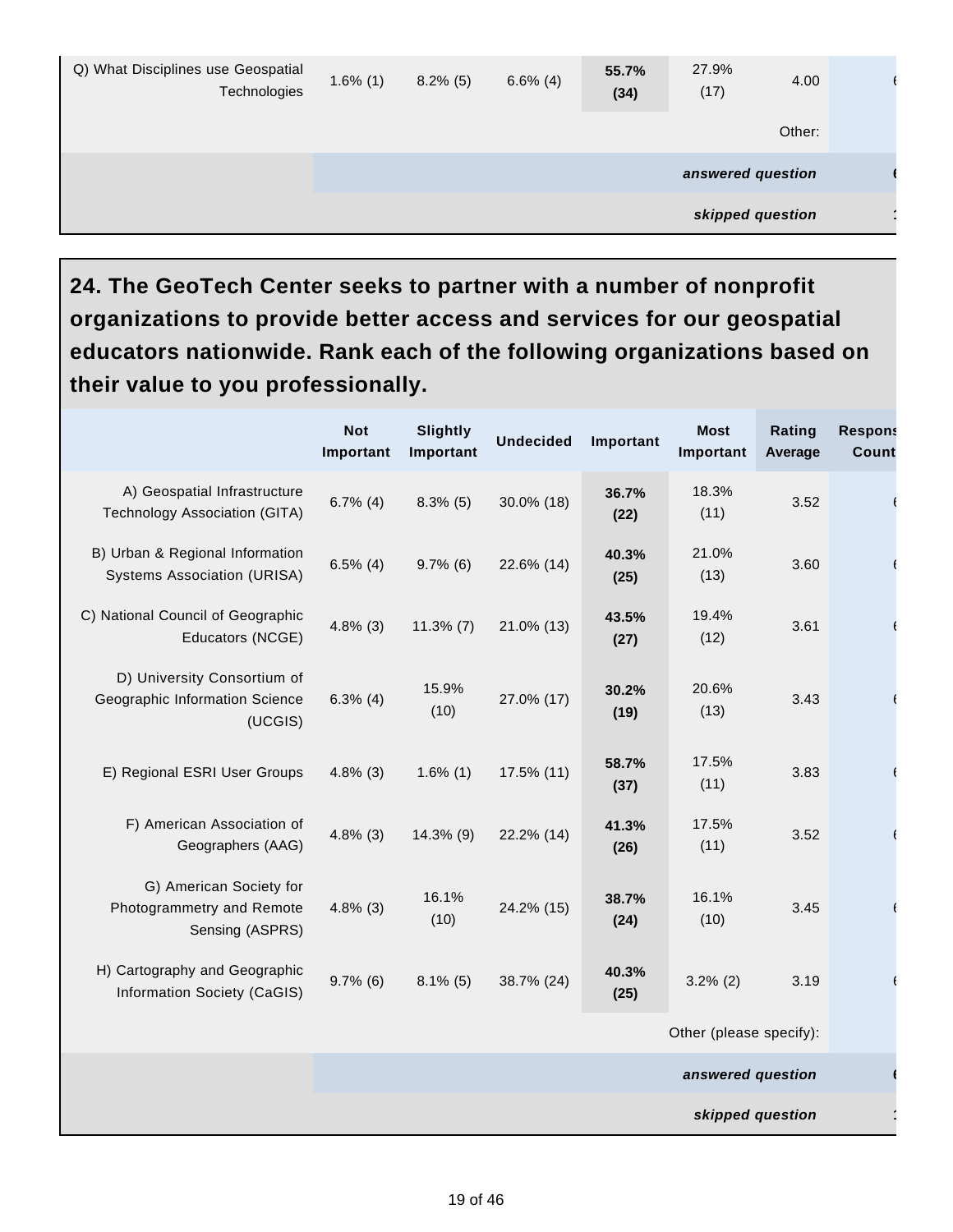| | | | | | | | |
|---|---|---|---|---|---|---|---|
| Q) What Disciplines use Geospatial Technologies | 1.6% (1) | 8.2% (5) | 6.6% (4) | **55.7% (34)** | 27.9% (17) | 4.00 | 6 |
| | | | | | | Other: | |
| | | | | | | ***answered question*** | 6 |
| | | | | | | ***skipped question*** | 1 |

## 24. The GeoTech Center seeks to partner with a number of nonprofit organizations to provide better access and services for our geospatial educators nationwide. Rank each of the following organizations based on their value to you professionally.

| | Not Important | Slightly Important | Undecided | Important | Most Important | Rating Average | Response Count |
|---|---|---|---|---|---|---|---|
| A) Geospatial Infrastructure Technology Association (GITA) | 6.7% (4) | 8.3% (5) | 30.0% (18) | **36.7% (22)** | 18.3% (11) | 3.52 | 6 |
| B) Urban & Regional Information Systems Association (URISA) | 6.5% (4) | 9.7% (6) | 22.6% (14) | **40.3% (25)** | 21.0% (13) | 3.60 | 6 |
| C) National Council of Geographic Educators (NCGE) | 4.8% (3) | 11.3% (7) | 21.0% (13) | **43.5% (27)** | 19.4% (12) | 3.61 | 6 |
| D) University Consortium of Geographic Information Science (UCGIS) | 6.3% (4) | 15.9% (10) | 27.0% (17) | **30.2% (19)** | 20.6% (13) | 3.43 | 6 |
| E) Regional ESRI User Groups | 4.8% (3) | 1.6% (1) | 17.5% (11) | **58.7% (37)** | 17.5% (11) | 3.83 | 6 |
| F) American Association of Geographers (AAG) | 4.8% (3) | 14.3% (9) | 22.2% (14) | **41.3% (26)** | 17.5% (11) | 3.52 | 6 |
| G) American Society for Photogrammetry and Remote Sensing (ASPRS) | 4.8% (3) | 16.1% (10) | 24.2% (15) | **38.7% (24)** | 16.1% (10) | 3.45 | 6 |
| H) Cartography and Geographic Information Society (CaGIS) | 9.7% (6) | 8.1% (5) | 38.7% (24) | **40.3% (25)** | 3.2% (2) | 3.19 | 6 |
| | | | | | Other (please specify): | | |
| | | | | | | ***answered question*** | 6 |
| | | | | | | ***skipped question*** | 1 |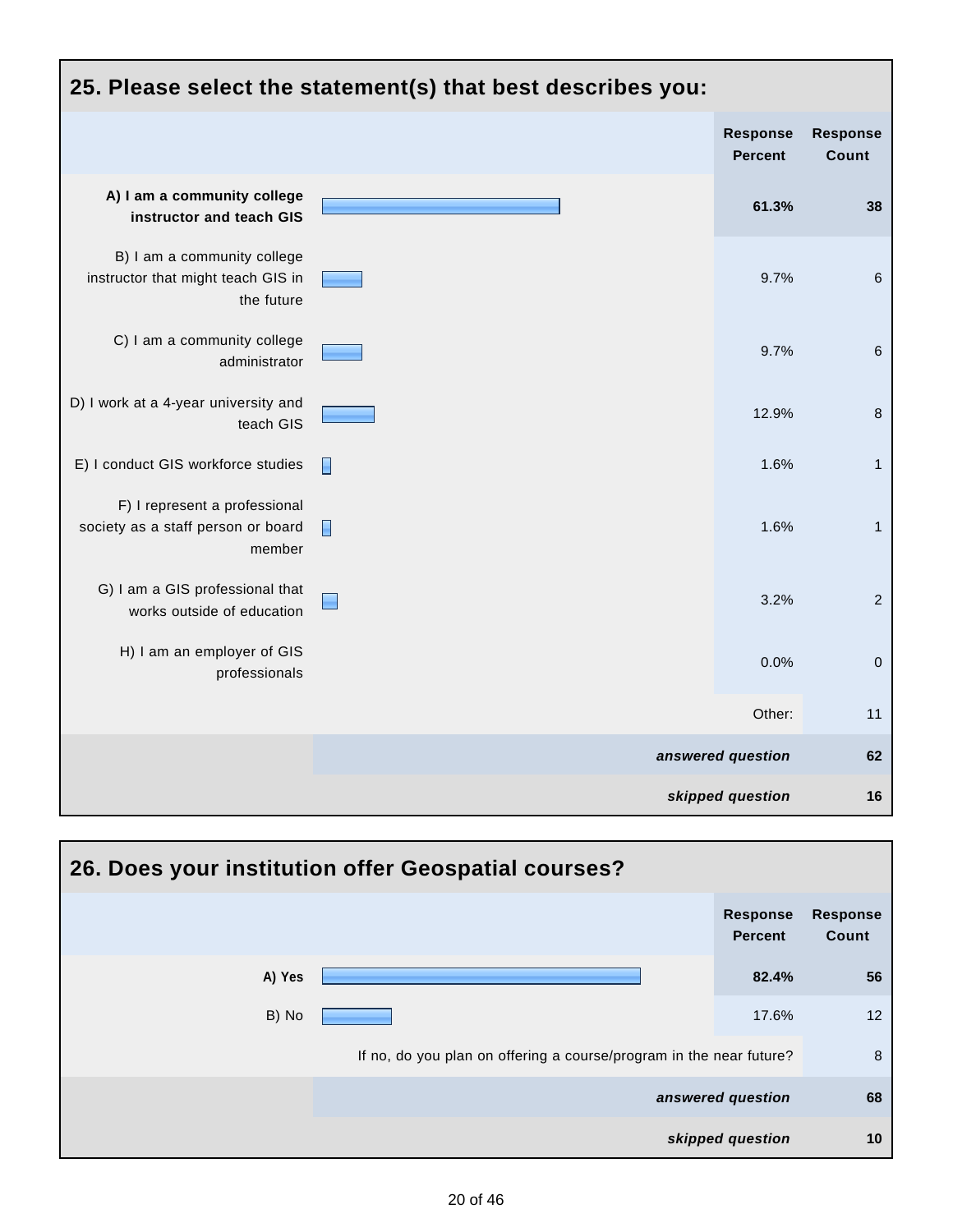## 25. Please select the statement(s) that best describes you:

| | Response Percent | Response Count |
|---|---|---|
| **A) I am a community college instructor and teach GIS** | **61.3%** | **38** |
| B) I am a community college instructor that might teach GIS in the future | 9.7% | 6 |
| C) I am a community college administrator | 9.7% | 6 |
| D) I work at a 4-year university and teach GIS | 12.9% | 8 |
| E) I conduct GIS workforce studies | 1.6% | 1 |
| F) I represent a professional society as a staff person or board member | 1.6% | 1 |
| G) I am a GIS professional that works outside of education | 3.2% | 2 |
| H) I am an employer of GIS professionals | 0.0% | 0 |
| | Other: | 11 |
| | ***answered question*** | **62** |
| | ***skipped question*** | **16** |

## 26. Does your institution offer Geospatial courses?

| | Response Percent | Response Count |
|---|---|---|
| **A) Yes** | **82.4%** | **56** |
| B) No | 17.6% | 12 |
| | If no, do you plan on offering a course/program in the near future? | 8 |
| | ***answered question*** | **68** |
| | ***skipped question*** | **10** |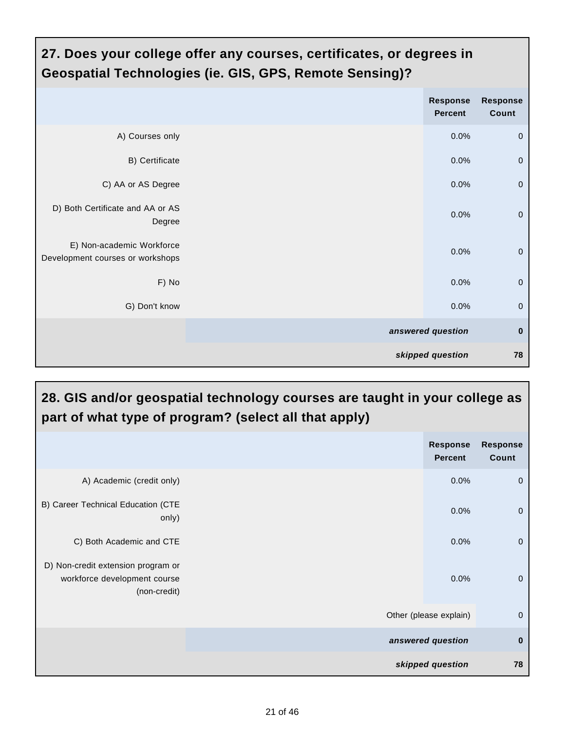## 27. Does your college offer any courses, certificates, or degrees in Geospatial Technologies (ie. GIS, GPS, Remote Sensing)?

| | Response Percent | Response Count |
|---|---|---|
| A) Courses only | 0.0% | 0 |
| B) Certificate | 0.0% | 0 |
| C) AA or AS Degree | 0.0% | 0 |
| D) Both Certificate and AA or AS Degree | 0.0% | 0 |
| E) Non-academic Workforce Development courses or workshops | 0.0% | 0 |
| F) No | 0.0% | 0 |
| G) Don't know | 0.0% | 0 |
| | ***answered question*** | **0** |
| | ***skipped question*** | **78** |

## 28. GIS and/or geospatial technology courses are taught in your college as part of what type of program? (select all that apply)

| | Response Percent | Response Count |
|---|---|---|
| A) Academic (credit only) | 0.0% | 0 |
| B) Career Technical Education (CTE only) | 0.0% | 0 |
| C) Both Academic and CTE | 0.0% | 0 |
| D) Non-credit extension program or workforce development course (non-credit) | 0.0% | 0 |
| | Other (please explain) | 0 |
| | ***answered question*** | **0** |
| | ***skipped question*** | **78** |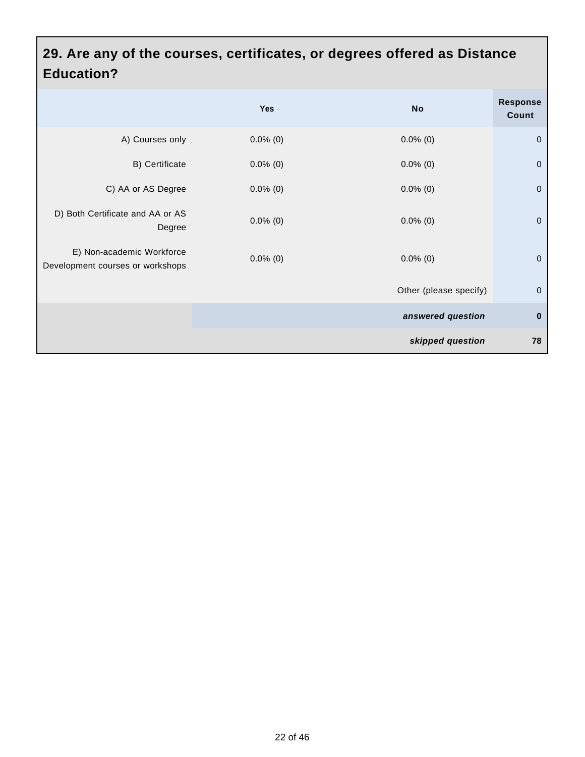## 29. Are any of the courses, certificates, or degrees offered as Distance Education?

| | Yes | No | Response Count |
|---|---|---|---|
| A) Courses only | 0.0% (0) | 0.0% (0) | 0 |
| B) Certificate | 0.0% (0) | 0.0% (0) | 0 |
| C) AA or AS Degree | 0.0% (0) | 0.0% (0) | 0 |
| D) Both Certificate and AA or AS Degree | 0.0% (0) | 0.0% (0) | 0 |
| E) Non-academic Workforce Development courses or workshops | 0.0% (0) | 0.0% (0) | 0 |
| | | Other (please specify) | 0 |
| | | ***answered question*** | **0** |
| | | ***skipped question*** | **78** |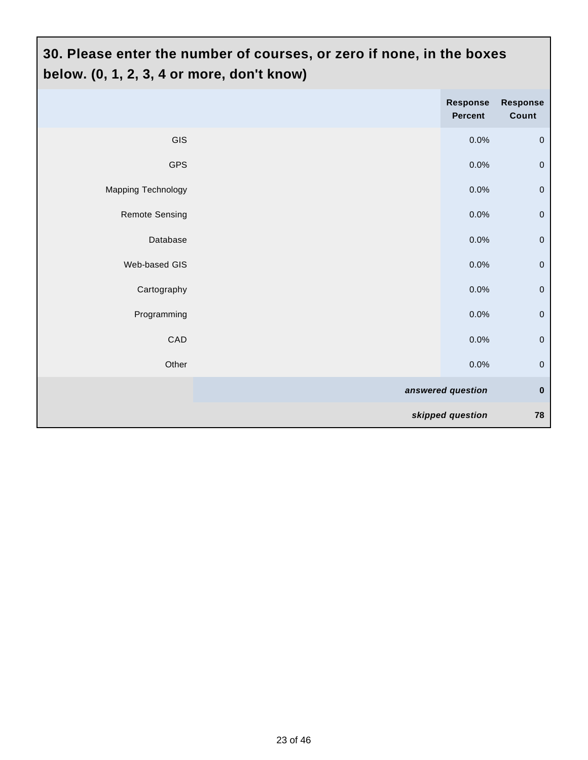## 30. Please enter the number of courses, or zero if none, in the boxes below. (0, 1, 2, 3, 4 or more, don't know)

| | Response Percent | Response Count |
|---|---|---|
| GIS | 0.0% | 0 |
| GPS | 0.0% | 0 |
| Mapping Technology | 0.0% | 0 |
| Remote Sensing | 0.0% | 0 |
| Database | 0.0% | 0 |
| Web-based GIS | 0.0% | 0 |
| Cartography | 0.0% | 0 |
| Programming | 0.0% | 0 |
| CAD | 0.0% | 0 |
| Other | 0.0% | 0 |
| | ***answered question*** | **0** |
| | ***skipped question*** | **78** |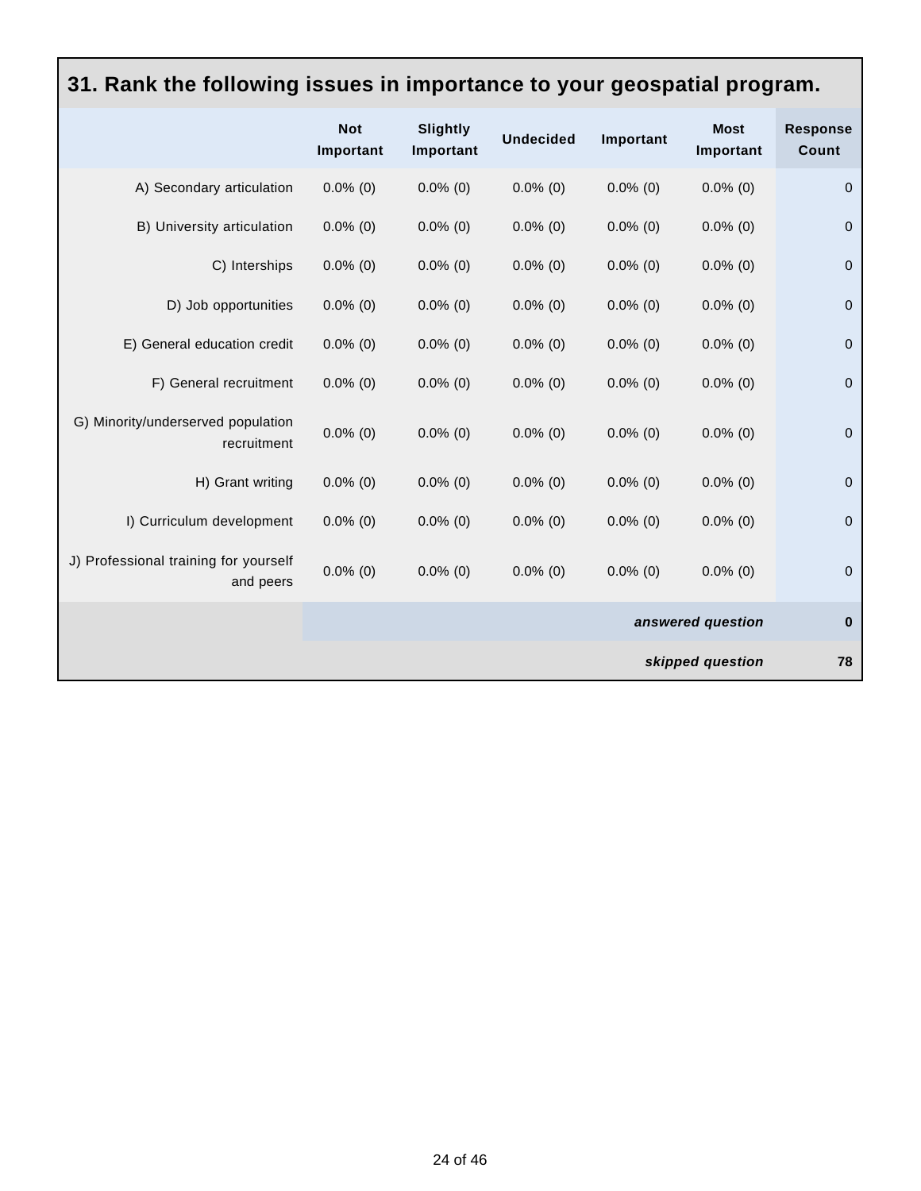## 31. Rank the following issues in importance to your geospatial program.

| | Not Important | Slightly Important | Undecided | Important | Most Important | Response Count |
|---|---|---|---|---|---|---|
| A) Secondary articulation | 0.0% (0) | 0.0% (0) | 0.0% (0) | 0.0% (0) | 0.0% (0) | 0 |
| B) University articulation | 0.0% (0) | 0.0% (0) | 0.0% (0) | 0.0% (0) | 0.0% (0) | 0 |
| C) Interships | 0.0% (0) | 0.0% (0) | 0.0% (0) | 0.0% (0) | 0.0% (0) | 0 |
| D) Job opportunities | 0.0% (0) | 0.0% (0) | 0.0% (0) | 0.0% (0) | 0.0% (0) | 0 |
| E) General education credit | 0.0% (0) | 0.0% (0) | 0.0% (0) | 0.0% (0) | 0.0% (0) | 0 |
| F) General recruitment | 0.0% (0) | 0.0% (0) | 0.0% (0) | 0.0% (0) | 0.0% (0) | 0 |
| G) Minority/underserved population recruitment | 0.0% (0) | 0.0% (0) | 0.0% (0) | 0.0% (0) | 0.0% (0) | 0 |
| H) Grant writing | 0.0% (0) | 0.0% (0) | 0.0% (0) | 0.0% (0) | 0.0% (0) | 0 |
| I) Curriculum development | 0.0% (0) | 0.0% (0) | 0.0% (0) | 0.0% (0) | 0.0% (0) | 0 |
| J) Professional training for yourself and peers | 0.0% (0) | 0.0% (0) | 0.0% (0) | 0.0% (0) | 0.0% (0) | 0 |
| | | | | | ***answered question*** | **0** |
| | | | | | ***skipped question*** | **78** |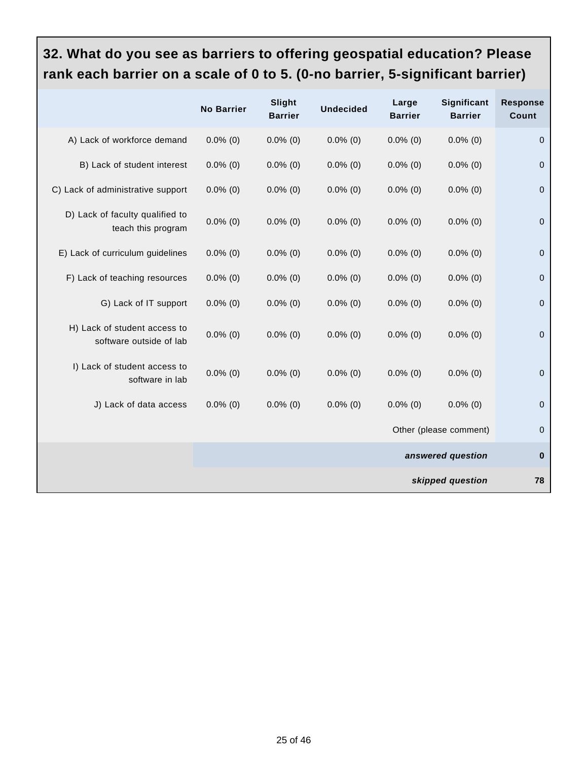## 32. What do you see as barriers to offering geospatial education? Please rank each barrier on a scale of 0 to 5. (0-no barrier, 5-significant barrier)

| | No Barrier | Slight Barrier | Undecided | Large Barrier | Significant Barrier | Response Count |
|---|---|---|---|---|---|---|
| A) Lack of workforce demand | 0.0% (0) | 0.0% (0) | 0.0% (0) | 0.0% (0) | 0.0% (0) | 0 |
| B) Lack of student interest | 0.0% (0) | 0.0% (0) | 0.0% (0) | 0.0% (0) | 0.0% (0) | 0 |
| C) Lack of administrative support | 0.0% (0) | 0.0% (0) | 0.0% (0) | 0.0% (0) | 0.0% (0) | 0 |
| D) Lack of faculty qualified to teach this program | 0.0% (0) | 0.0% (0) | 0.0% (0) | 0.0% (0) | 0.0% (0) | 0 |
| E) Lack of curriculum guidelines | 0.0% (0) | 0.0% (0) | 0.0% (0) | 0.0% (0) | 0.0% (0) | 0 |
| F) Lack of teaching resources | 0.0% (0) | 0.0% (0) | 0.0% (0) | 0.0% (0) | 0.0% (0) | 0 |
| G) Lack of IT support | 0.0% (0) | 0.0% (0) | 0.0% (0) | 0.0% (0) | 0.0% (0) | 0 |
| H) Lack of student access to software outside of lab | 0.0% (0) | 0.0% (0) | 0.0% (0) | 0.0% (0) | 0.0% (0) | 0 |
| I) Lack of student access to software in lab | 0.0% (0) | 0.0% (0) | 0.0% (0) | 0.0% (0) | 0.0% (0) | 0 |
| J) Lack of data access | 0.0% (0) | 0.0% (0) | 0.0% (0) | 0.0% (0) | 0.0% (0) | 0 |
| | | | | | Other (please comment) | 0 |
| | | | | | ***answered question*** | **0** |
| | | | | | ***skipped question*** | **78** |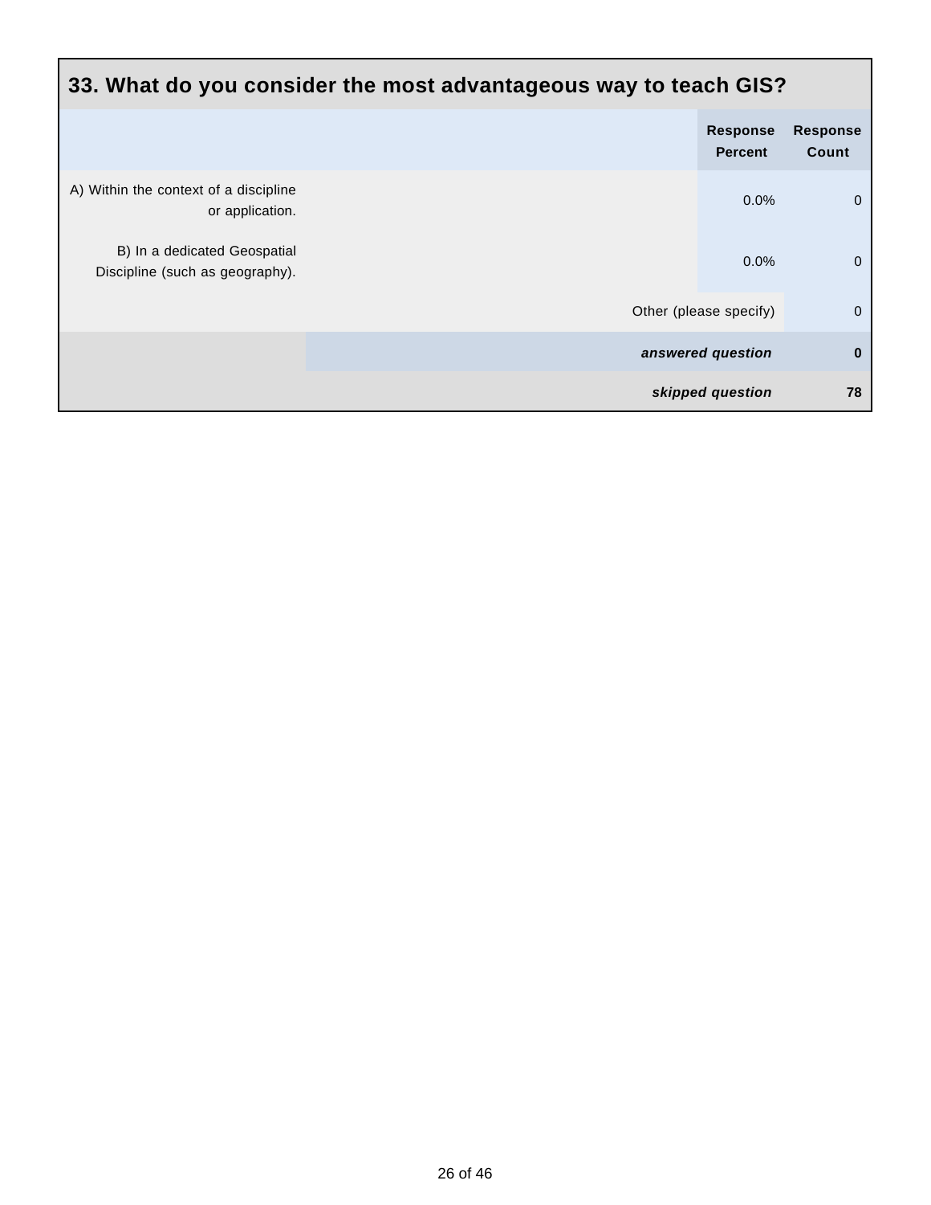## 33. What do you consider the most advantageous way to teach GIS?

| | Response Percent | Response Count |
|---|---|---|
| A) Within the context of a discipline or application. | 0.0% | 0 |
| B) In a dedicated Geospatial Discipline (such as geography). | 0.0% | 0 |
| Other (please specify) | | 0 |
| ***answered question*** | | **0** |
| ***skipped question*** | | **78** |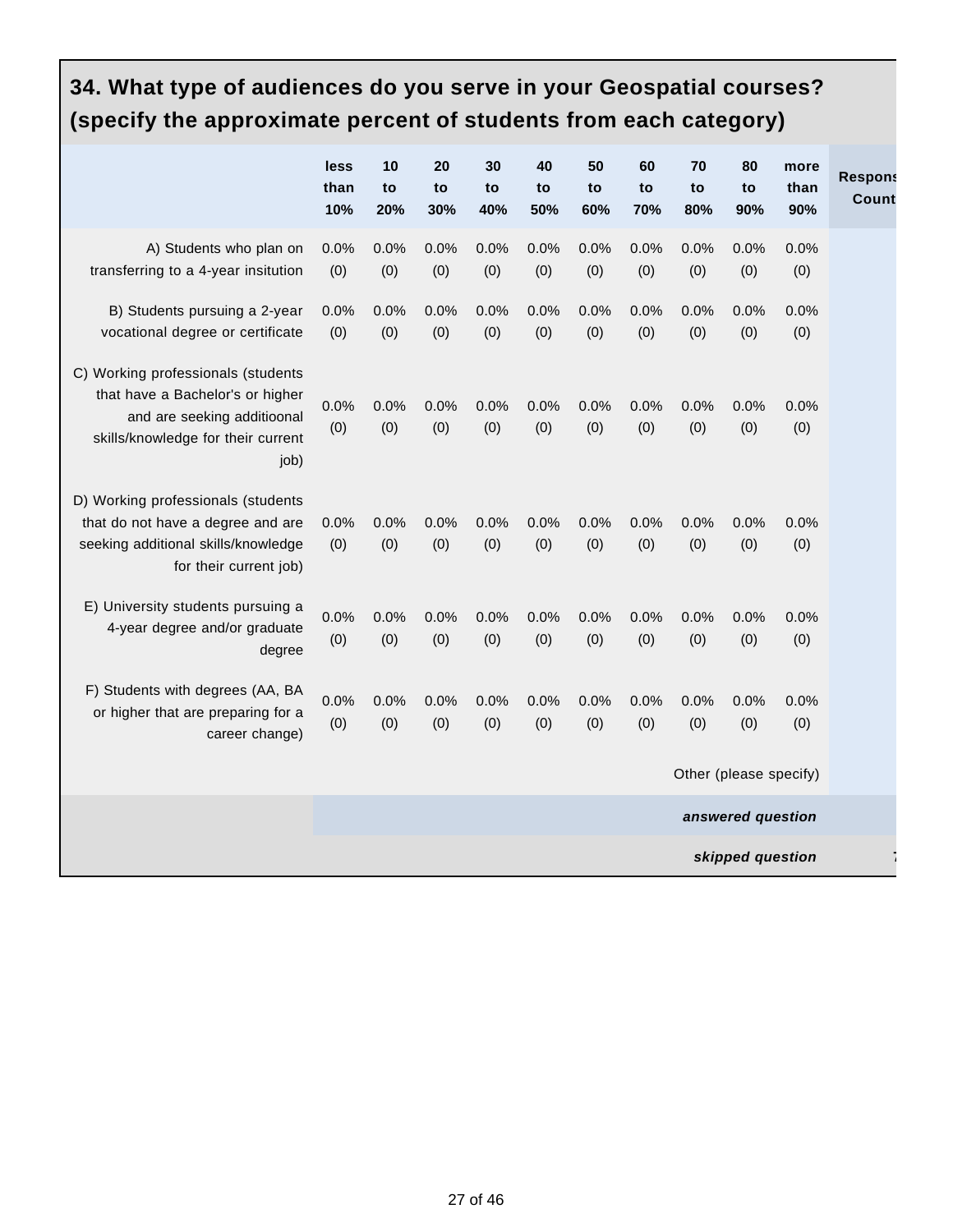## 34. What type of audiences do you serve in your Geospatial courses? (specify the approximate percent of students from each category)

| | less than 10% | 10 to 20% | 20 to 30% | 30 to 40% | 40 to 50% | 50 to 60% | 60 to 70% | 70 to 80% | 80 to 90% | more than 90% | Respons Count |
|---|---|---|---|---|---|---|---|---|---|---|---|
| A) Students who plan on transferring to a 4-year insitution | 0.0% (0) | 0.0% (0) | 0.0% (0) | 0.0% (0) | 0.0% (0) | 0.0% (0) | 0.0% (0) | 0.0% (0) | 0.0% (0) | 0.0% (0) | |
| B) Students pursuing a 2-year vocational degree or certificate | 0.0% (0) | 0.0% (0) | 0.0% (0) | 0.0% (0) | 0.0% (0) | 0.0% (0) | 0.0% (0) | 0.0% (0) | 0.0% (0) | 0.0% (0) | |
| C) Working professionals (students that have a Bachelor's or higher and are seeking additioonal skills/knowledge for their current job) | 0.0% (0) | 0.0% (0) | 0.0% (0) | 0.0% (0) | 0.0% (0) | 0.0% (0) | 0.0% (0) | 0.0% (0) | 0.0% (0) | 0.0% (0) | |
| D) Working professionals (students that do not have a degree and are seeking additional skills/knowledge for their current job) | 0.0% (0) | 0.0% (0) | 0.0% (0) | 0.0% (0) | 0.0% (0) | 0.0% (0) | 0.0% (0) | 0.0% (0) | 0.0% (0) | 0.0% (0) | |
| E) University students pursuing a 4-year degree and/or graduate degree | 0.0% (0) | 0.0% (0) | 0.0% (0) | 0.0% (0) | 0.0% (0) | 0.0% (0) | 0.0% (0) | 0.0% (0) | 0.0% (0) | 0.0% (0) | |
| F) Students with degrees (AA, BA or higher that are preparing for a career change) | 0.0% (0) | 0.0% (0) | 0.0% (0) | 0.0% (0) | 0.0% (0) | 0.0% (0) | 0.0% (0) | 0.0% (0) | 0.0% (0) | 0.0% (0) | |
| | | | | | | | | | | Other (please specify) | |
| | | | | | | | | | | ***answered question*** | |
| | | | | | | | | | | ***skipped question*** | 7 |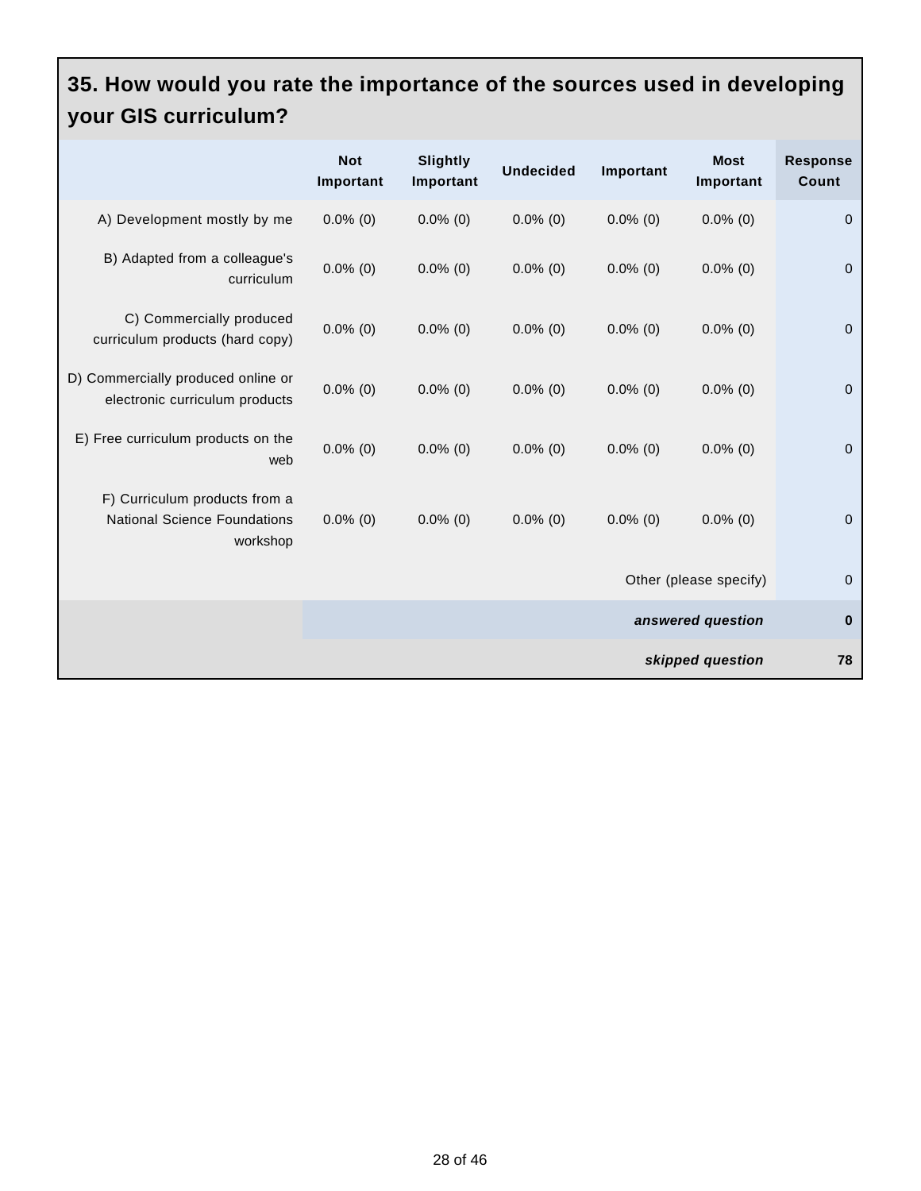## 35. How would you rate the importance of the sources used in developing your GIS curriculum?

| | Not Important | Slightly Important | Undecided | Important | Most Important | Response Count |
|---|---|---|---|---|---|---|
| A) Development mostly by me | 0.0% (0) | 0.0% (0) | 0.0% (0) | 0.0% (0) | 0.0% (0) | 0 |
| B) Adapted from a colleague's curriculum | 0.0% (0) | 0.0% (0) | 0.0% (0) | 0.0% (0) | 0.0% (0) | 0 |
| C) Commercially produced curriculum products (hard copy) | 0.0% (0) | 0.0% (0) | 0.0% (0) | 0.0% (0) | 0.0% (0) | 0 |
| D) Commercially produced online or electronic curriculum products | 0.0% (0) | 0.0% (0) | 0.0% (0) | 0.0% (0) | 0.0% (0) | 0 |
| E) Free curriculum products on the web | 0.0% (0) | 0.0% (0) | 0.0% (0) | 0.0% (0) | 0.0% (0) | 0 |
| F) Curriculum products from a National Science Foundations workshop | 0.0% (0) | 0.0% (0) | 0.0% (0) | 0.0% (0) | 0.0% (0) | 0 |
| | | | | | Other (please specify) | 0 |
| | | | | | ***answered question*** | **0** |
| | | | | | ***skipped question*** | **78** |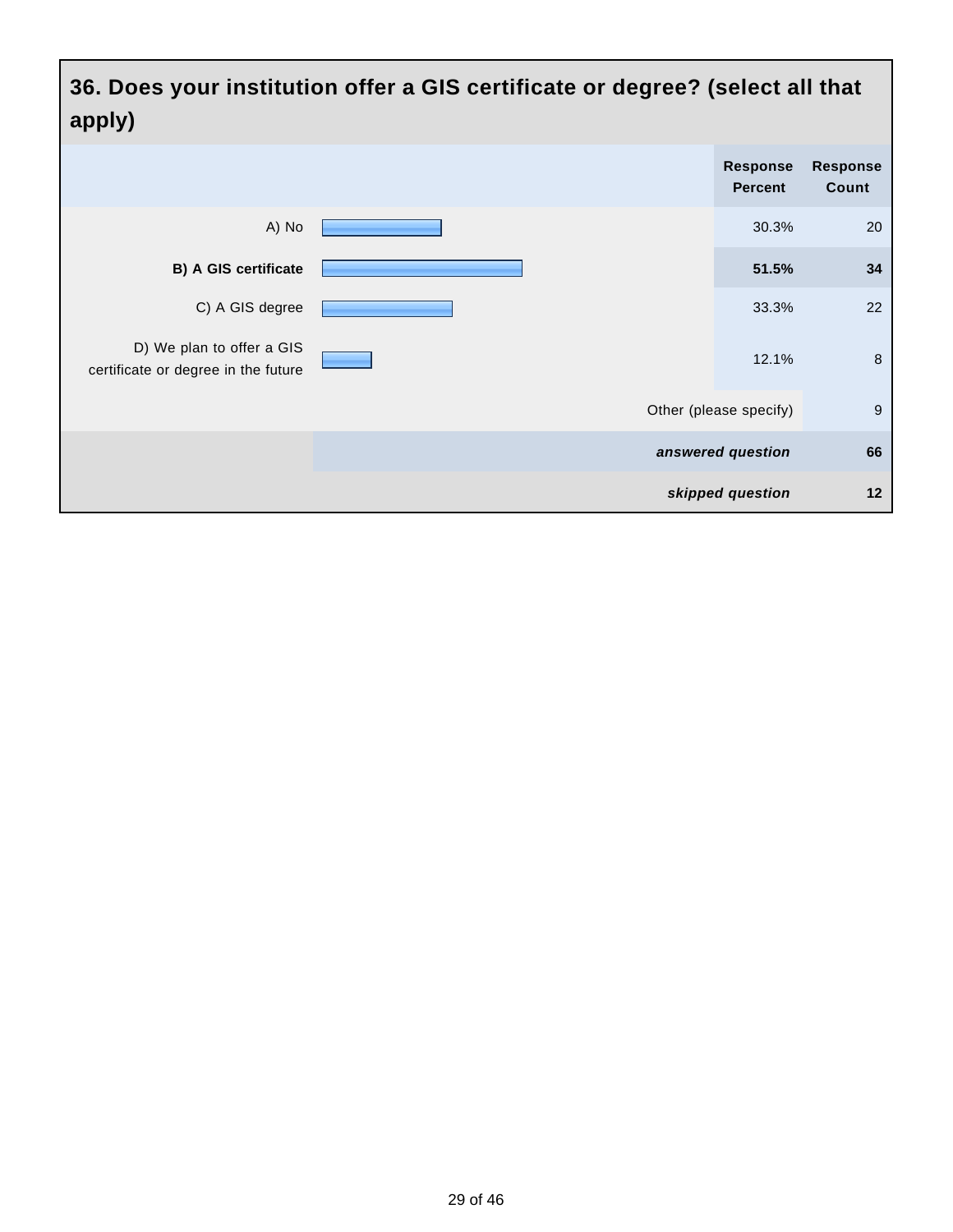## 36. Does your institution offer a GIS certificate or degree? (select all that apply)

| | Response Percent | Response Count |
|---|---|---|
| A) No | 30.3% | 20 |
| **B) A GIS certificate** | **51.5%** | **34** |
| C) A GIS degree | 33.3% | 22 |
| D) We plan to offer a GIS certificate or degree in the future | 12.1% | 8 |
| Other (please specify) | | 9 |
| ***answered question*** | | **66** |
| ***skipped question*** | | **12** |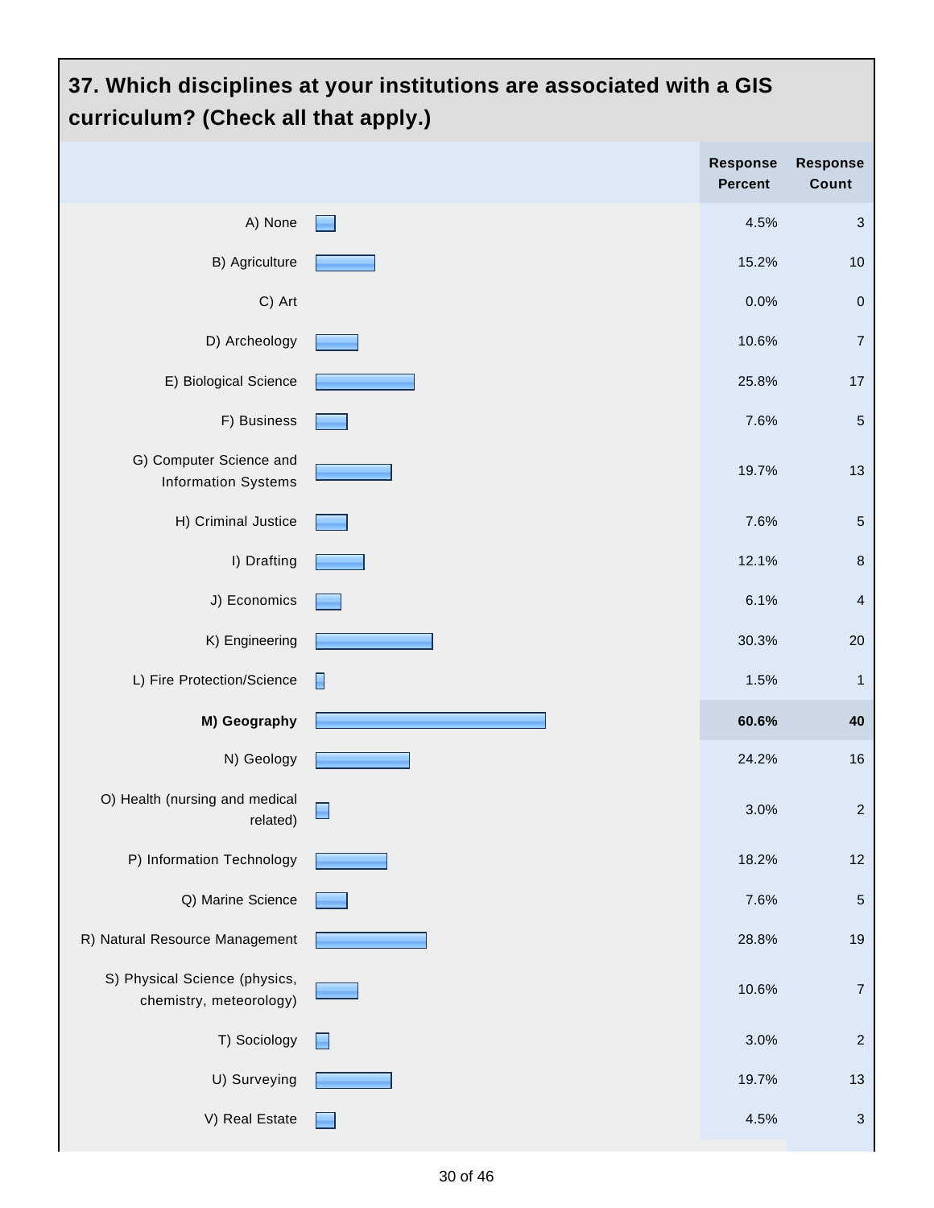## 37. Which disciplines at your institutions are associated with a GIS curriculum? (Check all that apply.)

| | Response Percent | Response Count |
|---|---|---|
| A) None | 4.5% | 3 |
| B) Agriculture | 15.2% | 10 |
| C) Art | 0.0% | 0 |
| D) Archeology | 10.6% | 7 |
| E) Biological Science | 25.8% | 17 |
| F) Business | 7.6% | 5 |
| G) Computer Science and Information Systems | 19.7% | 13 |
| H) Criminal Justice | 7.6% | 5 |
| I) Drafting | 12.1% | 8 |
| J) Economics | 6.1% | 4 |
| K) Engineering | 30.3% | 20 |
| L) Fire Protection/Science | 1.5% | 1 |
| **M) Geography** | **60.6%** | **40** |
| N) Geology | 24.2% | 16 |
| O) Health (nursing and medical related) | 3.0% | 2 |
| P) Information Technology | 18.2% | 12 |
| Q) Marine Science | 7.6% | 5 |
| R) Natural Resource Management | 28.8% | 19 |
| S) Physical Science (physics, chemistry, meteorology) | 10.6% | 7 |
| T) Sociology | 3.0% | 2 |
| U) Surveying | 19.7% | 13 |
| V) Real Estate | 4.5% | 3 |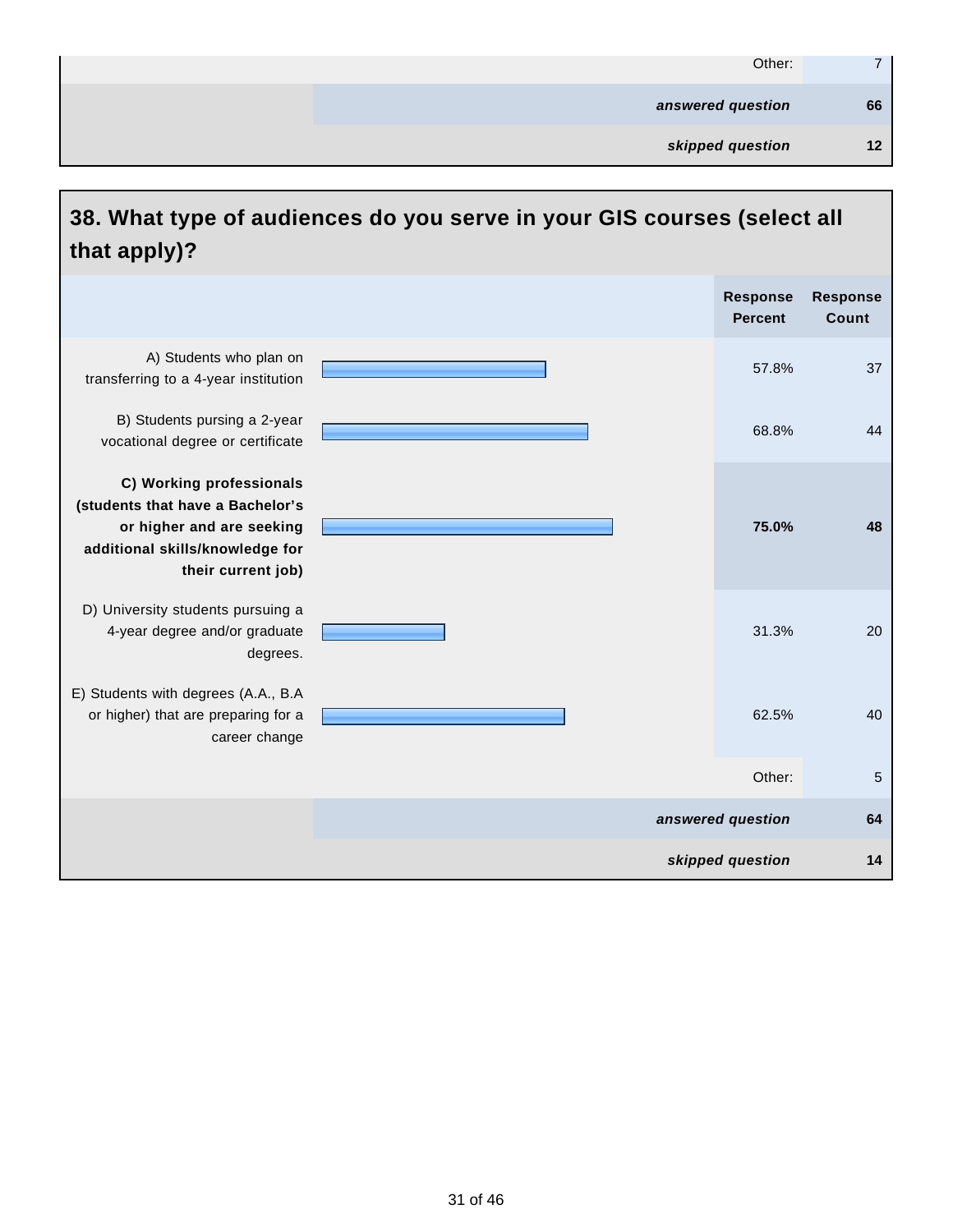| | |
|---|---|
| Other: | 7 |
| ***answered question*** | **66** |
| ***skipped question*** | **12** |

## 38. What type of audiences do you serve in your GIS courses (select all that apply)?

| | Response Percent | Response Count |
|---|---|---|
| A) Students who plan on transferring to a 4-year institution | 57.8% | 37 |
| B) Students pursing a 2-year vocational degree or certificate | 68.8% | 44 |
| **C) Working professionals (students that have a Bachelor's or higher and are seeking additional skills/knowledge for their current job)** | **75.0%** | **48** |
| D) University students pursuing a 4-year degree and/or graduate degrees. | 31.3% | 20 |
| E) Students with degrees (A.A., B.A or higher) that are preparing for a career change | 62.5% | 40 |
| | Other: | 5 |
| | ***answered question*** | **64** |
| | ***skipped question*** | **14** |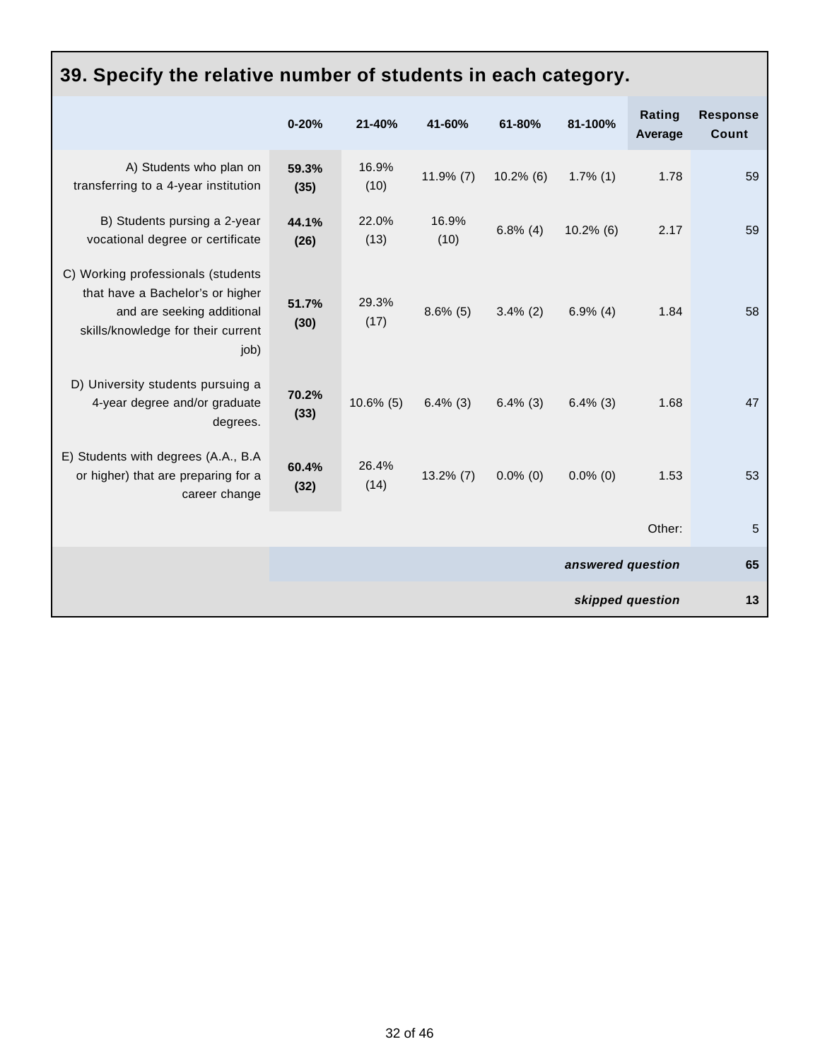## 39. Specify the relative number of students in each category.

| | 0-20% | 21-40% | 41-60% | 61-80% | 81-100% | Rating Average | Response Count |
|---|---|---|---|---|---|---|---|
| A) Students who plan on transferring to a 4-year institution | **59.3% (35)** | 16.9% (10) | 11.9% (7) | 10.2% (6) | 1.7% (1) | 1.78 | 59 |
| B) Students pursing a 2-year vocational degree or certificate | **44.1% (26)** | 22.0% (13) | 16.9% (10) | 6.8% (4) | 10.2% (6) | 2.17 | 59 |
| C) Working professionals (students that have a Bachelor's or higher and are seeking additional skills/knowledge for their current job) | **51.7% (30)** | 29.3% (17) | 8.6% (5) | 3.4% (2) | 6.9% (4) | 1.84 | 58 |
| D) University students pursuing a 4-year degree and/or graduate degrees. | **70.2% (33)** | 10.6% (5) | 6.4% (3) | 6.4% (3) | 6.4% (3) | 1.68 | 47 |
| E) Students with degrees (A.A., B.A or higher) that are preparing for a career change | **60.4% (32)** | 26.4% (14) | 13.2% (7) | 0.0% (0) | 0.0% (0) | 1.53 | 53 |
| | | | | | | Other: | 5 |
| | | | | | | ***answered question*** | **65** |
| | | | | | | ***skipped question*** | **13** |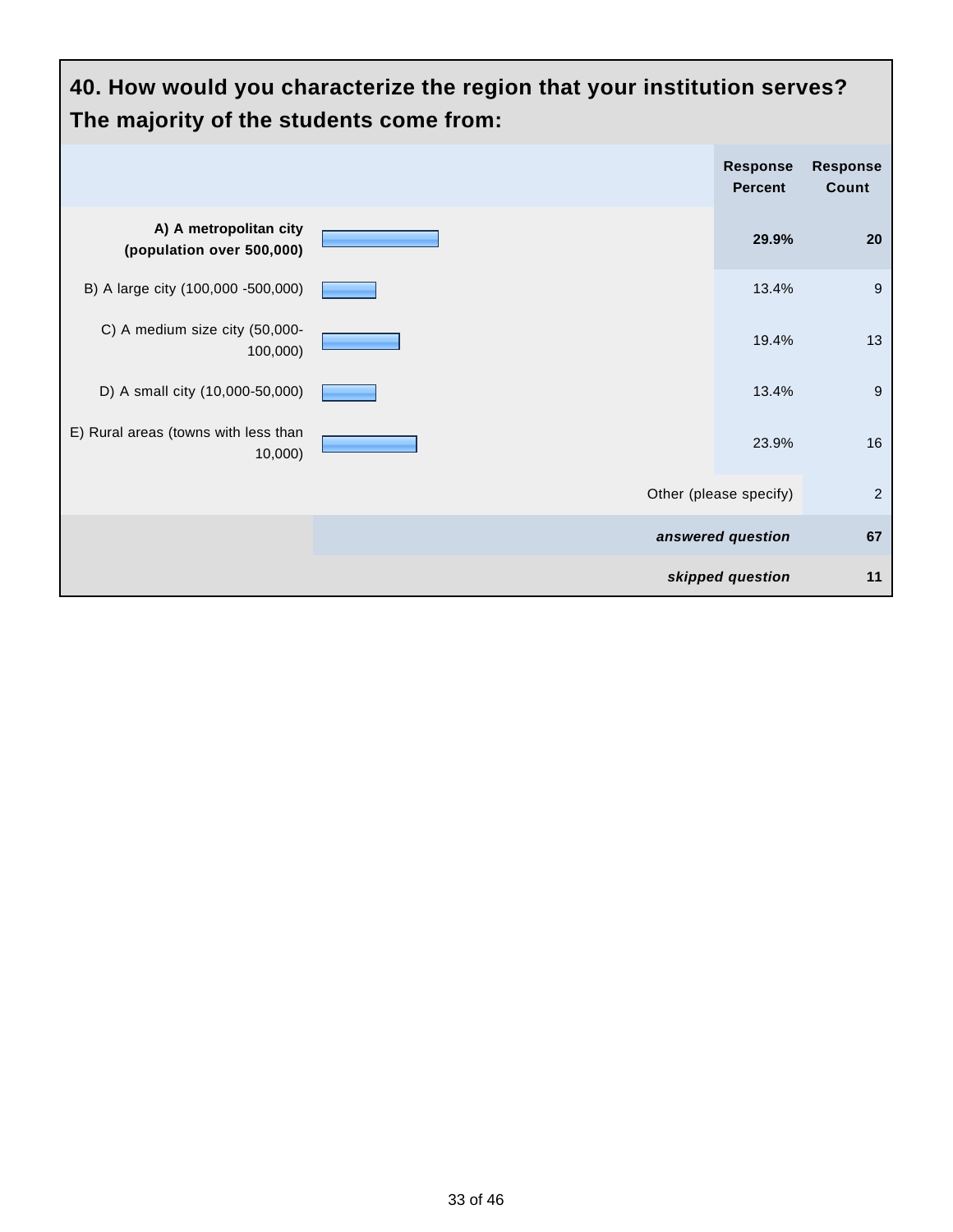## 40. How would you characterize the region that your institution serves? The majority of the students come from:

| | Response Percent | Response Count |
|---|---|---|
| **A) A metropolitan city (population over 500,000)** | **29.9%** | **20** |
| B) A large city (100,000 -500,000) | 13.4% | 9 |
| C) A medium size city (50,000-100,000) | 19.4% | 13 |
| D) A small city (10,000-50,000) | 13.4% | 9 |
| E) Rural areas (towns with less than 10,000) | 23.9% | 16 |
| Other (please specify) | | 2 |
| ***answered question*** | | **67** |
| ***skipped question*** | | **11** |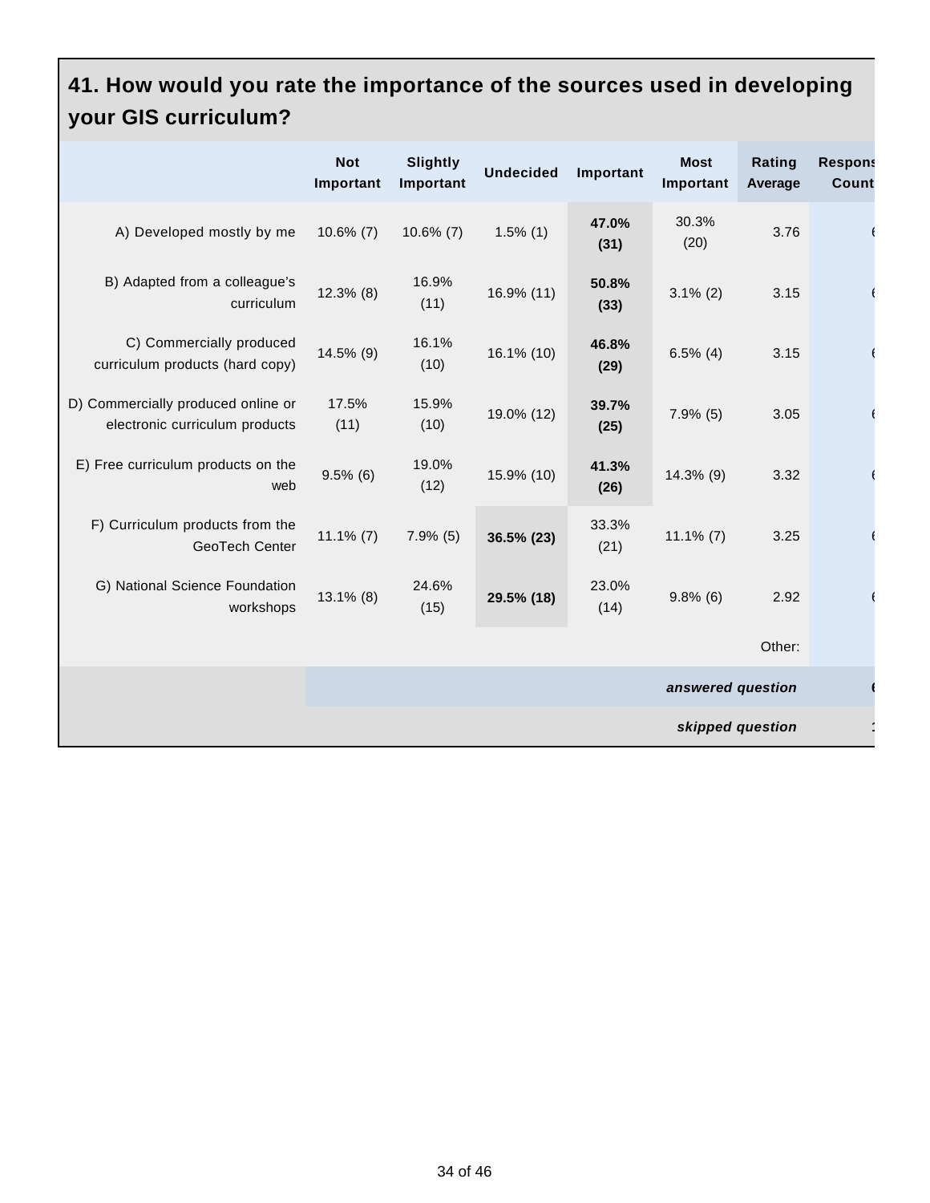## 41. How would you rate the importance of the sources used in developing your GIS curriculum?

| | Not Important | Slightly Important | Undecided | Important | Most Important | Rating Average | Respons Count |
|---|---|---|---|---|---|---|---|
| A) Developed mostly by me | 10.6% (7) | 10.6% (7) | 1.5% (1) | **47.0% (31)** | 30.3% (20) | 3.76 | 6 |
| B) Adapted from a colleague's curriculum | 12.3% (8) | 16.9% (11) | 16.9% (11) | **50.8% (33)** | 3.1% (2) | 3.15 | 6 |
| C) Commercially produced curriculum products (hard copy) | 14.5% (9) | 16.1% (10) | 16.1% (10) | **46.8% (29)** | 6.5% (4) | 3.15 | 6 |
| D) Commercially produced online or electronic curriculum products | 17.5% (11) | 15.9% (10) | 19.0% (12) | **39.7% (25)** | 7.9% (5) | 3.05 | 6 |
| E) Free curriculum products on the web | 9.5% (6) | 19.0% (12) | 15.9% (10) | **41.3% (26)** | 14.3% (9) | 3.32 | 6 |
| F) Curriculum products from the GeoTech Center | 11.1% (7) | 7.9% (5) | **36.5% (23)** | 33.3% (21) | 11.1% (7) | 3.25 | 6 |
| G) National Science Foundation workshops | 13.1% (8) | 24.6% (15) | **29.5% (18)** | 23.0% (14) | 9.8% (6) | 2.92 | 6 |
| | | | | | | Other: | |
| | | | | | | ***answered question*** | 6 |
| | | | | | | ***skipped question*** | 1 |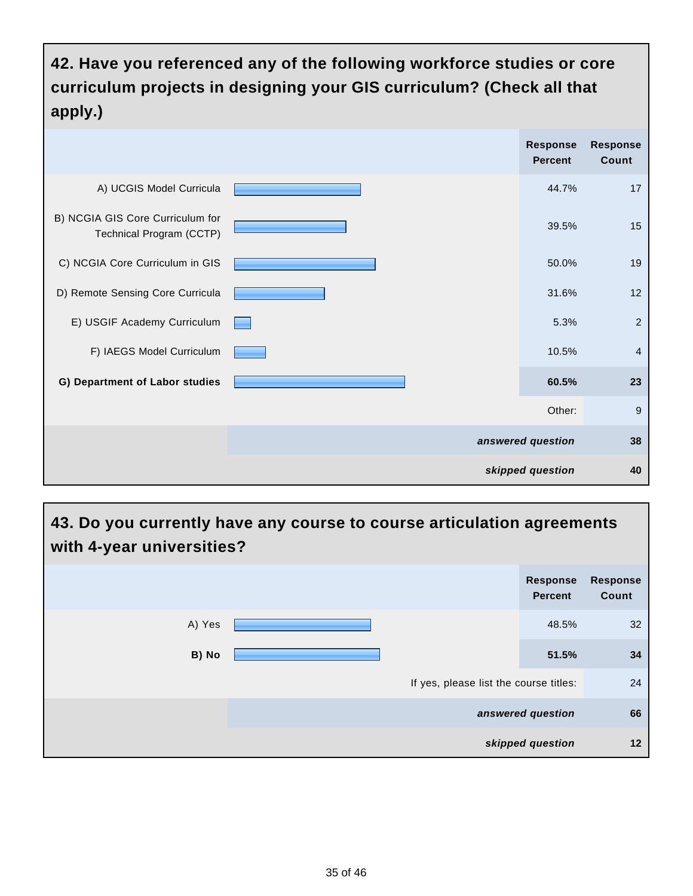## 42. Have you referenced any of the following workforce studies or core curriculum projects in designing your GIS curriculum? (Check all that apply.)

| | Response Percent | Response Count |
|---|---|---|
| A) UCGIS Model Curricula | 44.7% | 17 |
| B) NCGIA GIS Core Curriculum for Technical Program (CCTP) | 39.5% | 15 |
| C) NCGIA Core Curriculum in GIS | 50.0% | 19 |
| D) Remote Sensing Core Curricula | 31.6% | 12 |
| E) USGIF Academy Curriculum | 5.3% | 2 |
| F) IAEGS Model Curriculum | 10.5% | 4 |
| **G) Department of Labor studies** | **60.5%** | **23** |
| | Other: | 9 |
| | ***answered question*** | **38** |
| | ***skipped question*** | **40** |

## 43. Do you currently have any course to course articulation agreements with 4-year universities?

| | Response Percent | Response Count |
|---|---|---|
| A) Yes | 48.5% | 32 |
| **B) No** | **51.5%** | **34** |
| | If yes, please list the course titles: | 24 |
| | ***answered question*** | **66** |
| | ***skipped question*** | **12** |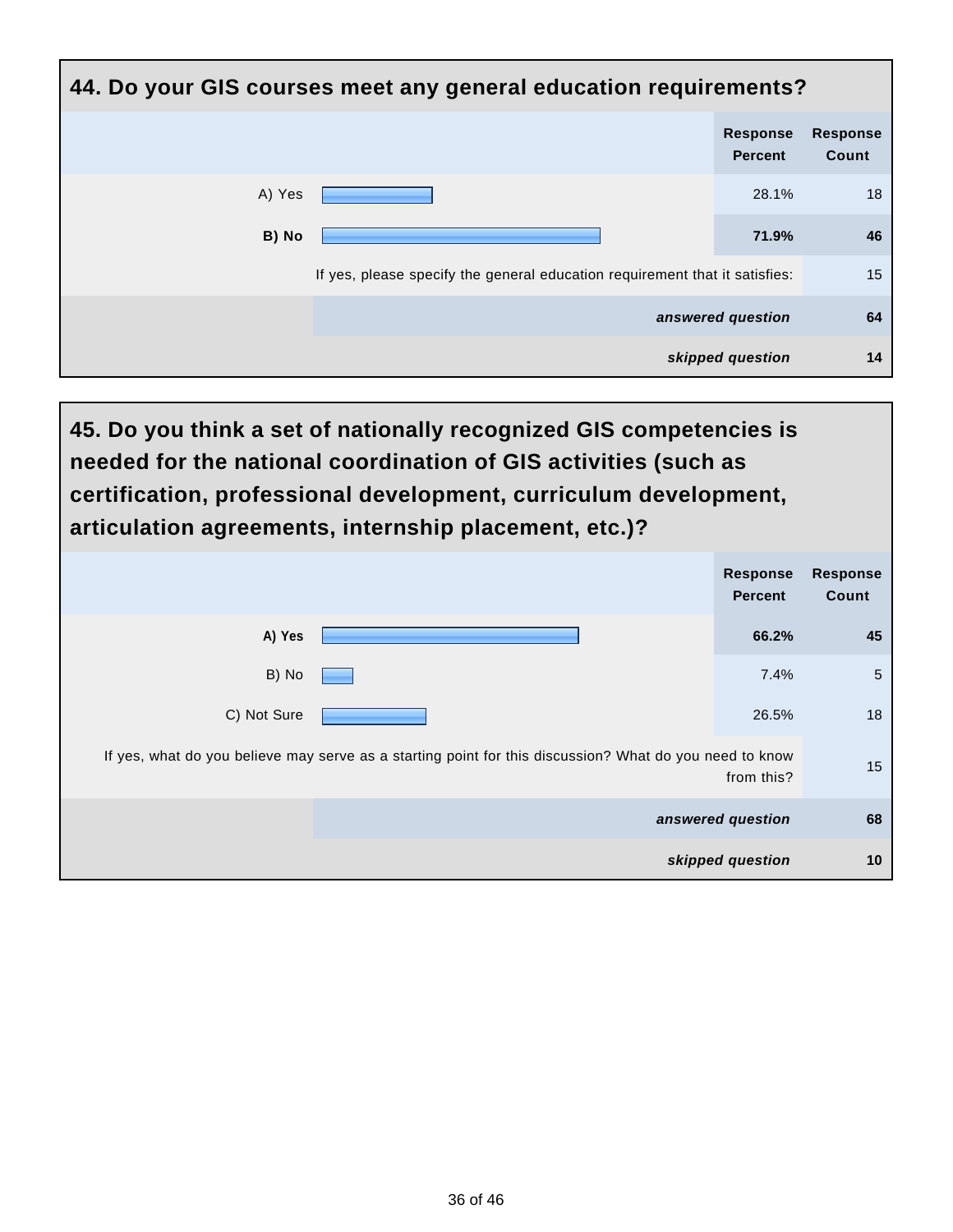## 44. Do your GIS courses meet any general education requirements?

| | Response Percent | Response Count |
|---|---|---|
| A) Yes | 28.1% | 18 |
| **B) No** | **71.9%** | **46** |
| If yes, please specify the general education requirement that it satisfies: | | 15 |
| ***answered question*** | | **64** |
| ***skipped question*** | | **14** |

## 45. Do you think a set of nationally recognized GIS competencies is needed for the national coordination of GIS activities (such as certification, professional development, curriculum development, articulation agreements, internship placement, etc.)?

| | Response Percent | Response Count |
|---|---|---|
| **A) Yes** | **66.2%** | **45** |
| B) No | 7.4% | 5 |
| C) Not Sure | 26.5% | 18 |
| If yes, what do you believe may serve as a starting point for this discussion? What do you need to know from this? | | 15 |
| ***answered question*** | | **68** |
| ***skipped question*** | | **10** |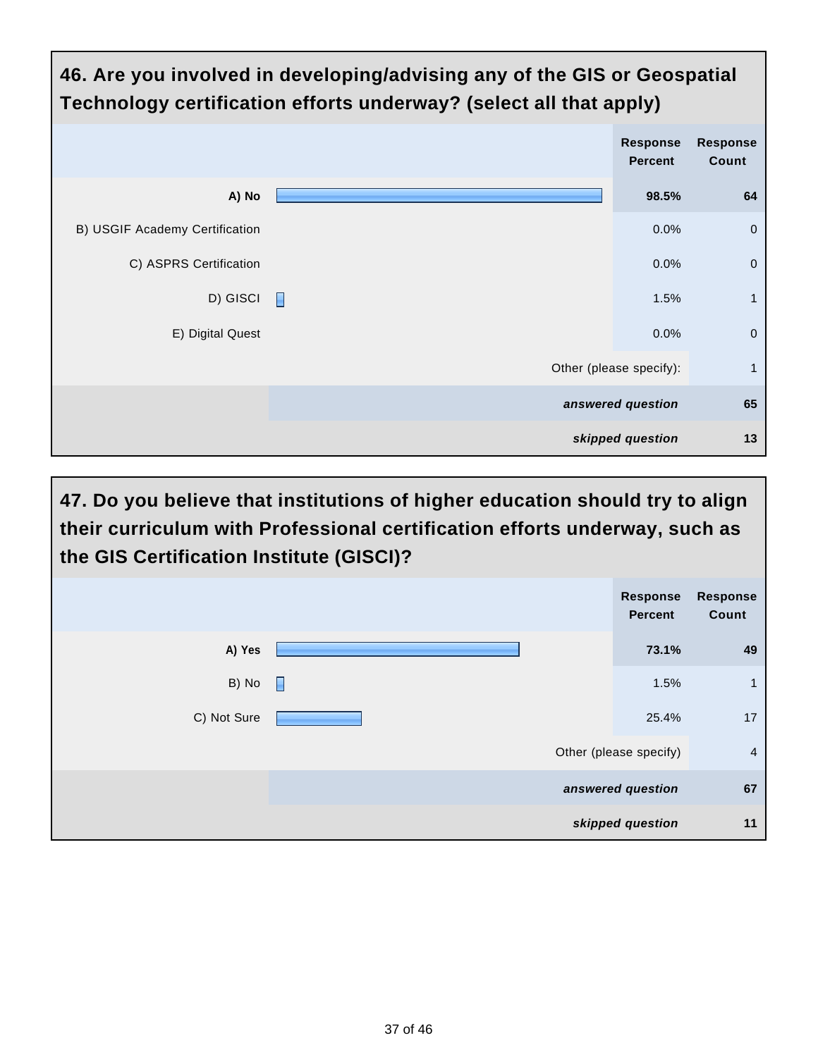## 46. Are you involved in developing/advising any of the GIS or Geospatial Technology certification efforts underway? (select all that apply)

| | Response Percent | Response Count |
|---|---|---|
| **A) No** | **98.5%** | **64** |
| B) USGIF Academy Certification | 0.0% | 0 |
| C) ASPRS Certification | 0.0% | 0 |
| D) GISCI | 1.5% | 1 |
| E) Digital Quest | 0.0% | 0 |
| Other (please specify): | | 1 |
| ***answered question*** | | **65** |
| ***skipped question*** | | **13** |

## 47. Do you believe that institutions of higher education should try to align their curriculum with Professional certification efforts underway, such as the GIS Certification Institute (GISCI)?

| | Response Percent | Response Count |
|---|---|---|
| **A) Yes** | **73.1%** | **49** |
| B) No | 1.5% | 1 |
| C) Not Sure | 25.4% | 17 |
| Other (please specify) | | 4 |
| ***answered question*** | | **67** |
| ***skipped question*** | | **11** |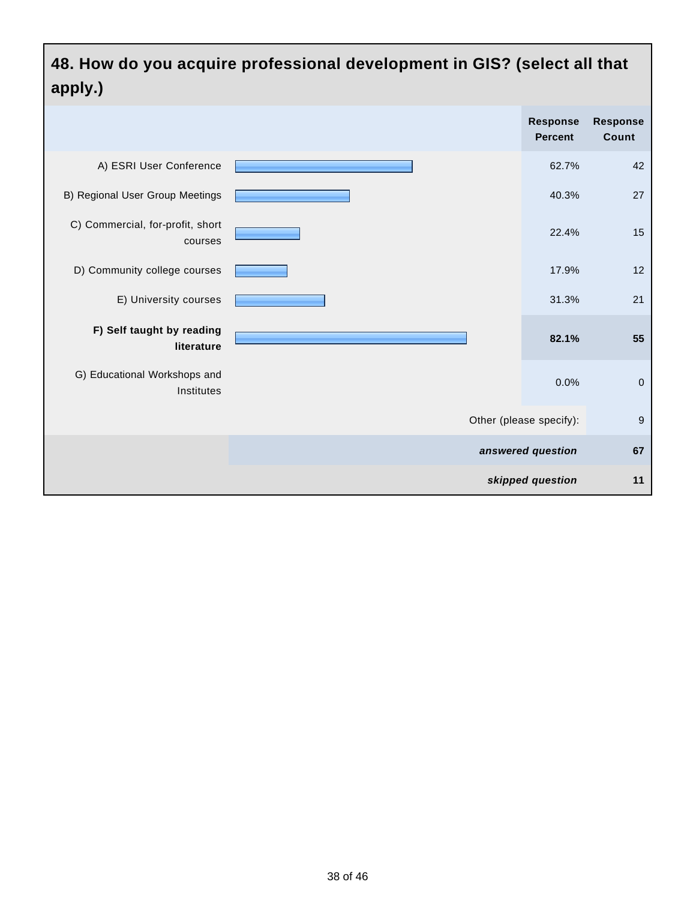## 48. How do you acquire professional development in GIS? (select all that apply.)

| | Response Percent | Response Count |
|---|---|---|
| A) ESRI User Conference | 62.7% | 42 |
| B) Regional User Group Meetings | 40.3% | 27 |
| C) Commercial, for-profit, short courses | 22.4% | 15 |
| D) Community college courses | 17.9% | 12 |
| E) University courses | 31.3% | 21 |
| **F) Self taught by reading literature** | **82.1%** | **55** |
| G) Educational Workshops and Institutes | 0.0% | 0 |
| Other (please specify): | | 9 |
| ***answered question*** | | **67** |
| ***skipped question*** | | **11** |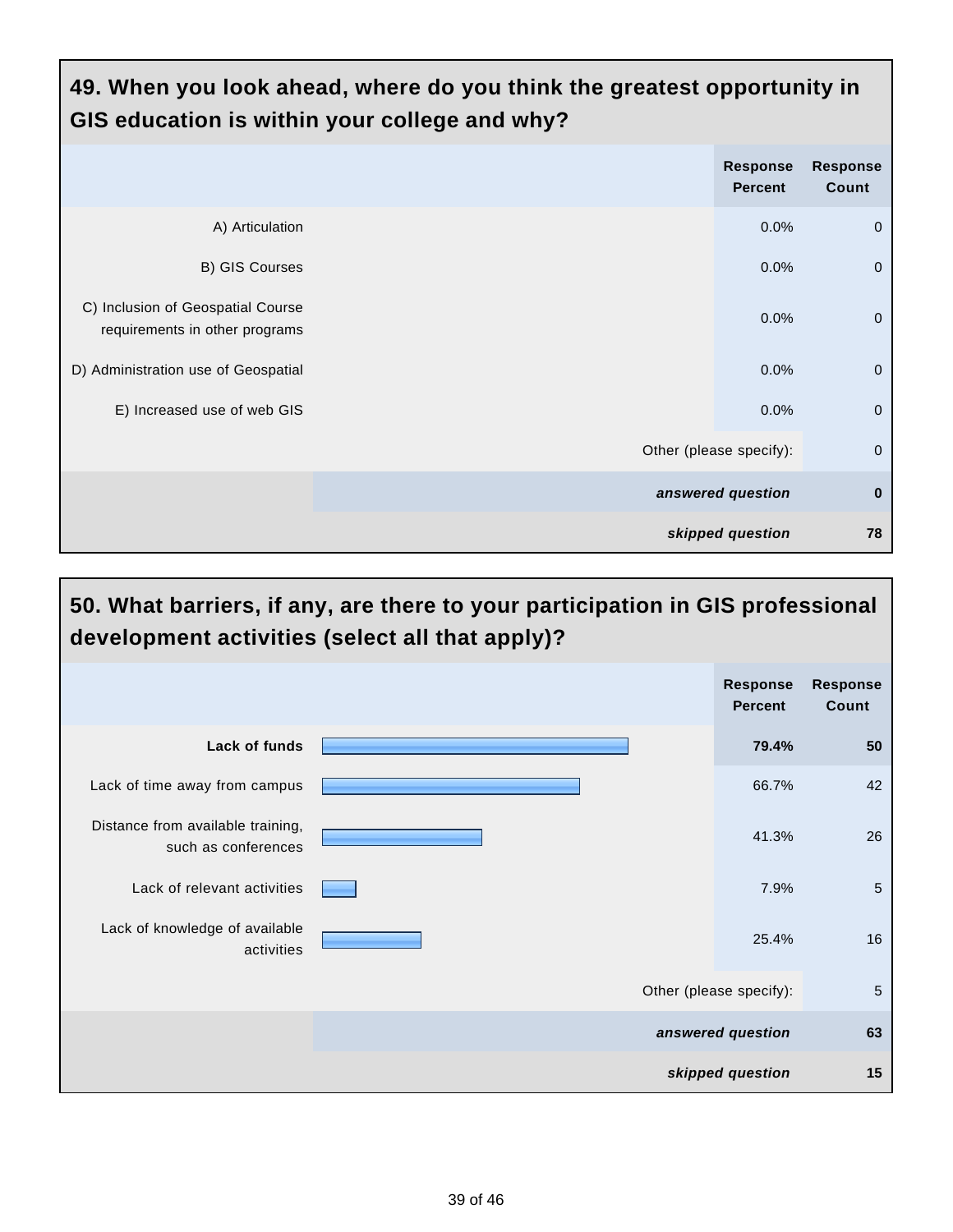## 49. When you look ahead, where do you think the greatest opportunity in GIS education is within your college and why?

| | Response Percent | Response Count |
|---|---|---|
| A) Articulation | 0.0% | 0 |
| B) GIS Courses | 0.0% | 0 |
| C) Inclusion of Geospatial Course requirements in other programs | 0.0% | 0 |
| D) Administration use of Geospatial | 0.0% | 0 |
| E) Increased use of web GIS | 0.0% | 0 |
| Other (please specify): | | 0 |
| *answered question* | | **0** |
| *skipped question* | | **78** |

## 50. What barriers, if any, are there to your participation in GIS professional development activities (select all that apply)?

| | Response Percent | Response Count |
|---|---|---|
| **Lack of funds** | **79.4%** | **50** |
| Lack of time away from campus | 66.7% | 42 |
| Distance from available training, such as conferences | 41.3% | 26 |
| Lack of relevant activities | 7.9% | 5 |
| Lack of knowledge of available activities | 25.4% | 16 |
| Other (please specify): | | 5 |
| *answered question* | | **63** |
| *skipped question* | | **15** |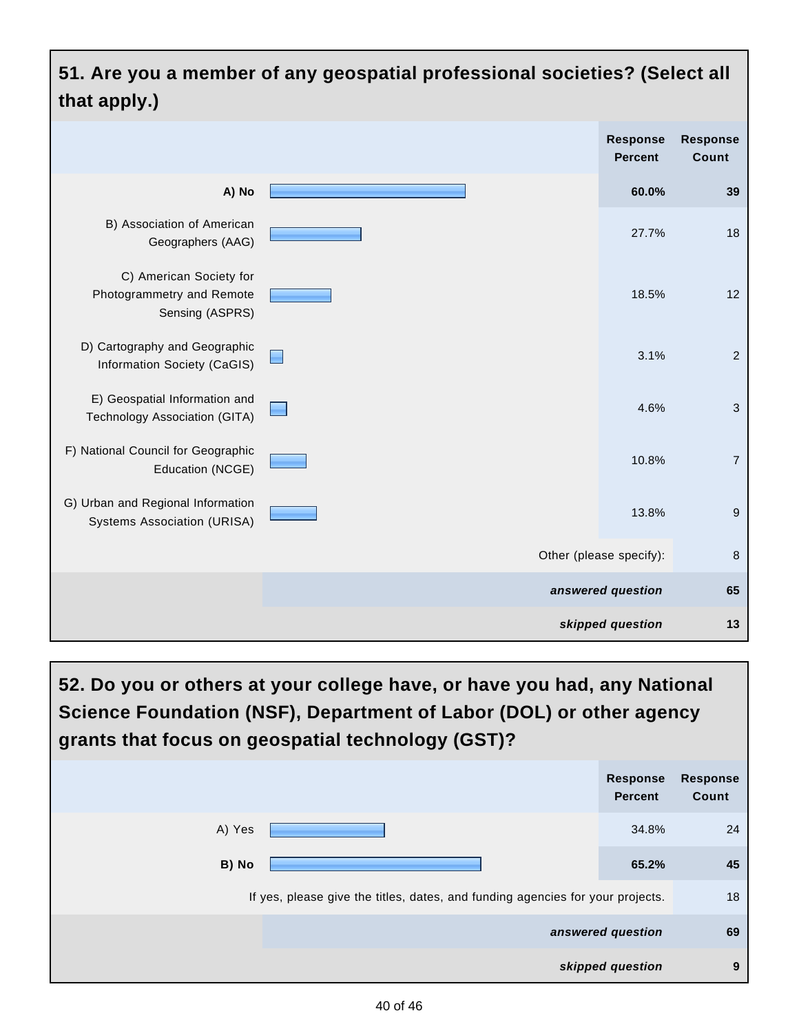## 51. Are you a member of any geospatial professional societies? (Select all that apply.)

| | Response Percent | Response Count |
|---|---|---|
| **A) No** | **60.0%** | **39** |
| B) Association of American Geographers (AAG) | 27.7% | 18 |
| C) American Society for Photogrammetry and Remote Sensing (ASPRS) | 18.5% | 12 |
| D) Cartography and Geographic Information Society (CaGIS) | 3.1% | 2 |
| E) Geospatial Information and Technology Association (GITA) | 4.6% | 3 |
| F) National Council for Geographic Education (NCGE) | 10.8% | 7 |
| G) Urban and Regional Information Systems Association (URISA) | 13.8% | 9 |
| Other (please specify): | | 8 |
| ***answered question*** | | **65** |
| ***skipped question*** | | **13** |

## 52. Do you or others at your college have, or have you had, any National Science Foundation (NSF), Department of Labor (DOL) or other agency grants that focus on geospatial technology (GST)?

| | Response Percent | Response Count |
|---|---|---|
| A) Yes | 34.8% | 24 |
| **B) No** | **65.2%** | **45** |
| If yes, please give the titles, dates, and funding agencies for your projects. | | 18 |
| ***answered question*** | | **69** |
| ***skipped question*** | | **9** |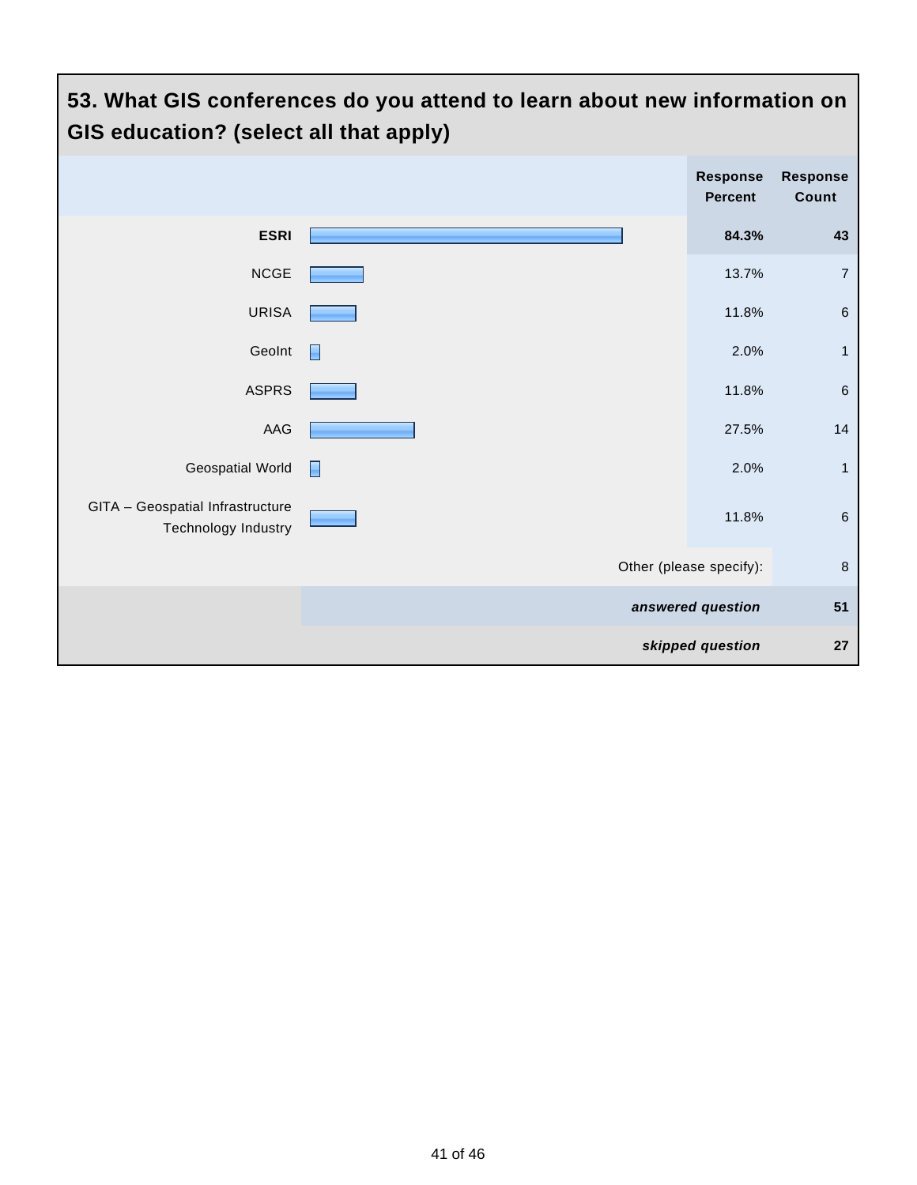## 53. What GIS conferences do you attend to learn about new information on GIS education? (select all that apply)

| | Response Percent | Response Count |
|---|---|---|
| **ESRI** | **84.3%** | **43** |
| NCGE | 13.7% | 7 |
| URISA | 11.8% | 6 |
| GeoInt | 2.0% | 1 |
| ASPRS | 11.8% | 6 |
| AAG | 27.5% | 14 |
| Geospatial World | 2.0% | 1 |
| GITA – Geospatial Infrastructure Technology Industry | 11.8% | 6 |
| Other (please specify): | | 8 |
| ***answered question*** | | **51** |
| ***skipped question*** | | **27** |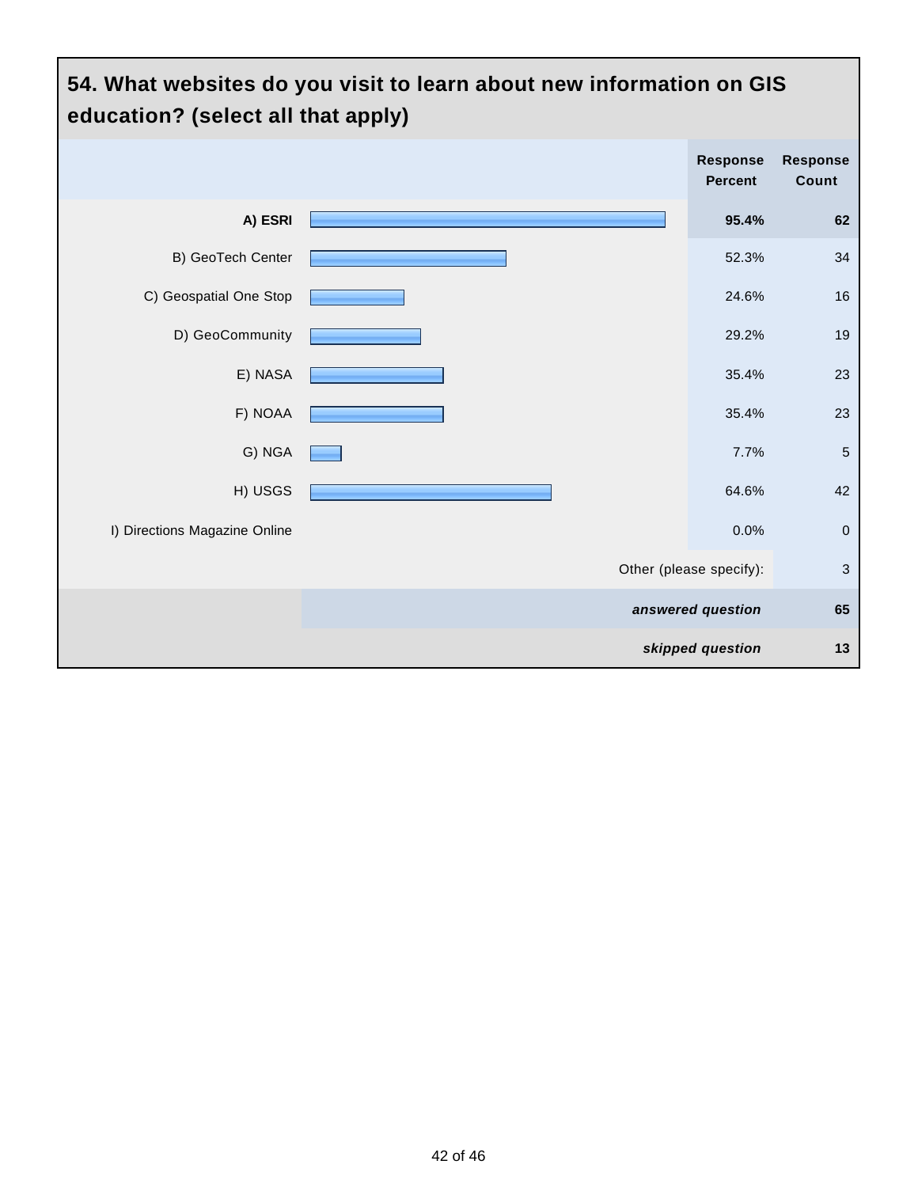## 54. What websites do you visit to learn about new information on GIS education? (select all that apply)

| | Response Percent | Response Count |
|---|---|---|
| **A) ESRI** | **95.4%** | **62** |
| B) GeoTech Center | 52.3% | 34 |
| C) Geospatial One Stop | 24.6% | 16 |
| D) GeoCommunity | 29.2% | 19 |
| E) NASA | 35.4% | 23 |
| F) NOAA | 35.4% | 23 |
| G) NGA | 7.7% | 5 |
| H) USGS | 64.6% | 42 |
| I) Directions Magazine Online | 0.0% | 0 |
| | Other (please specify): | 3 |
| | ***answered question*** | **65** |
| | ***skipped question*** | **13** |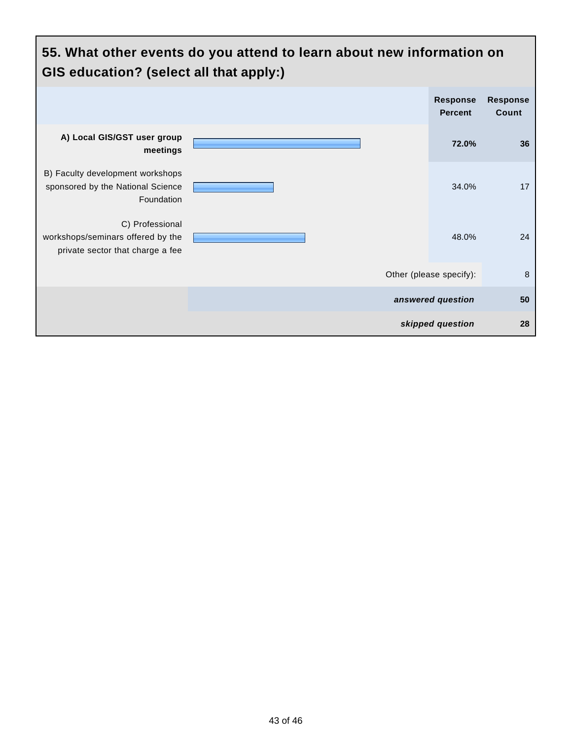## 55. What other events do you attend to learn about new information on GIS education? (select all that apply:)

| | Response Percent | Response Count |
|---|---|---|
| **A) Local GIS/GST user group meetings** | **72.0%** | **36** |
| B) Faculty development workshops sponsored by the National Science Foundation | 34.0% | 17 |
| C) Professional workshops/seminars offered by the private sector that charge a fee | 48.0% | 24 |
| Other (please specify): | | 8 |
| ***answered question*** | | **50** |
| ***skipped question*** | | **28** |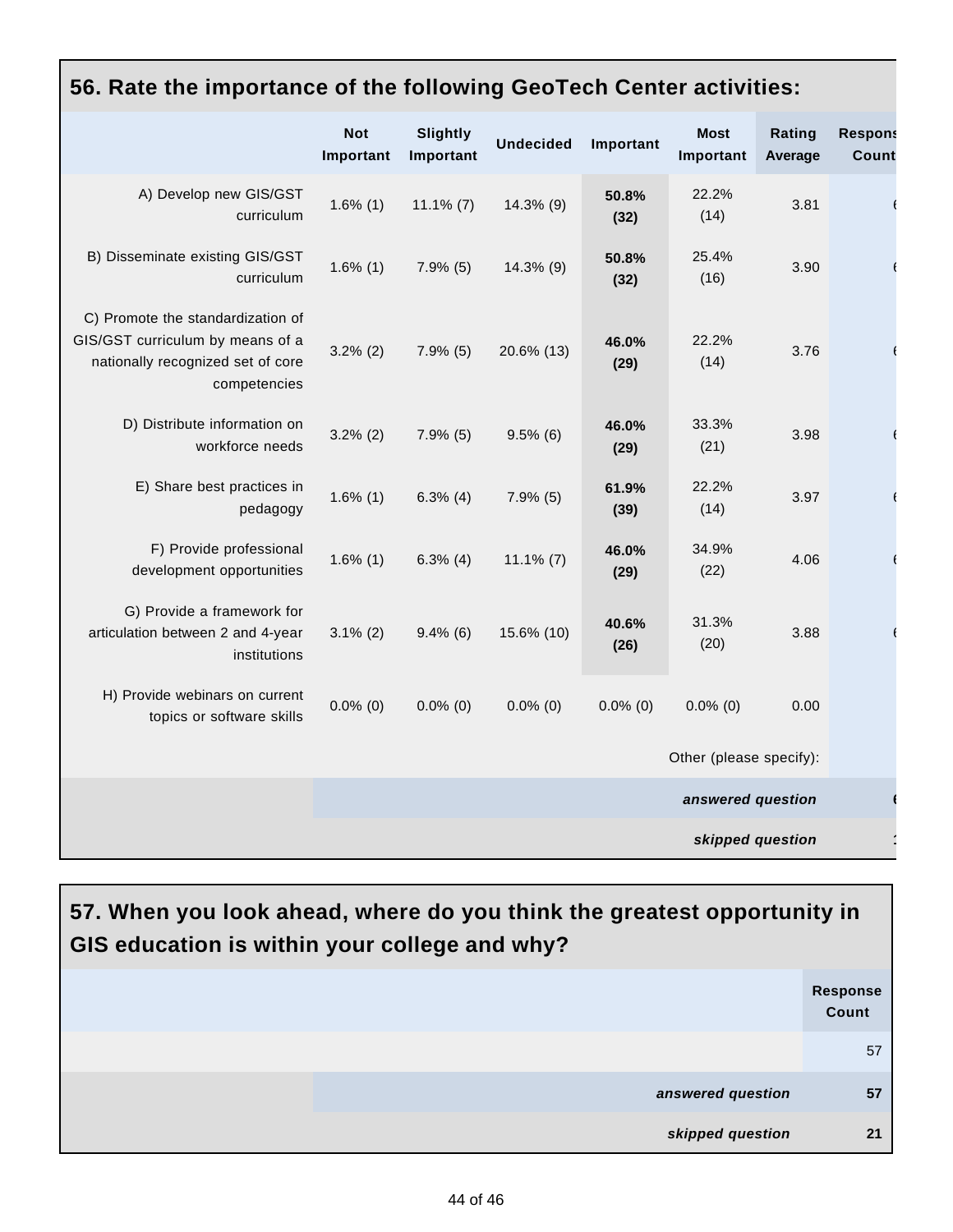## 56. Rate the importance of the following GeoTech Center activities:

| | Not Important | Slightly Important | Undecided | Important | Most Important | Rating Average | Response Count |
|---|---|---|---|---|---|---|---|
| A) Develop new GIS/GST curriculum | 1.6% (1) | 11.1% (7) | 14.3% (9) | **50.8% (32)** | 22.2% (14) | 3.81 | 6 |
| B) Disseminate existing GIS/GST curriculum | 1.6% (1) | 7.9% (5) | 14.3% (9) | **50.8% (32)** | 25.4% (16) | 3.90 | 6 |
| C) Promote the standardization of GIS/GST curriculum by means of a nationally recognized set of core competencies | 3.2% (2) | 7.9% (5) | 20.6% (13) | **46.0% (29)** | 22.2% (14) | 3.76 | 6 |
| D) Distribute information on workforce needs | 3.2% (2) | 7.9% (5) | 9.5% (6) | **46.0% (29)** | 33.3% (21) | 3.98 | 6 |
| E) Share best practices in pedagogy | 1.6% (1) | 6.3% (4) | 7.9% (5) | **61.9% (39)** | 22.2% (14) | 3.97 | 6 |
| F) Provide professional development opportunities | 1.6% (1) | 6.3% (4) | 11.1% (7) | **46.0% (29)** | 34.9% (22) | 4.06 | 6 |
| G) Provide a framework for articulation between 2 and 4-year institutions | 3.1% (2) | 9.4% (6) | 15.6% (10) | **40.6% (26)** | 31.3% (20) | 3.88 | 6 |
| H) Provide webinars on current topics or software skills | 0.0% (0) | 0.0% (0) | 0.0% (0) | 0.0% (0) | 0.0% (0) | 0.00 | |
| | | | | | | Other (please specify): | |
| | | | | | | ***answered question*** | 6 |
| | | | | | | ***skipped question*** | 1 |

## 57. When you look ahead, where do you think the greatest opportunity in GIS education is within your college and why?

| | Response Count |
|---|---|
| | 57 |
| ***answered question*** | **57** |
| ***skipped question*** | **21** |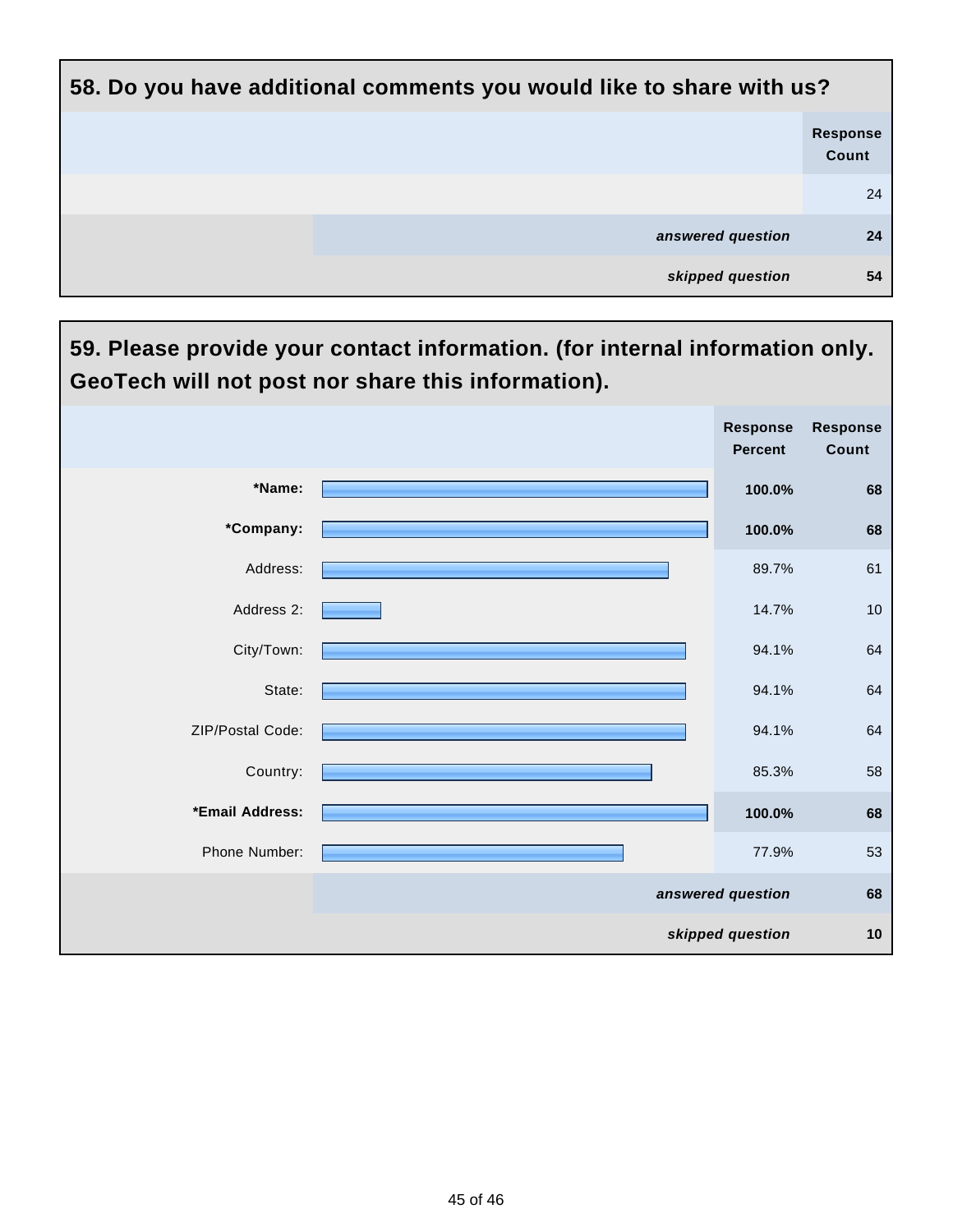## 58. Do you have additional comments you would like to share with us?

| | Response Count |
|---|---|
| | 24 |
| *answered question* | **24** |
| *skipped question* | **54** |

## 59. Please provide your contact information. (for internal information only. GeoTech will not post nor share this information).

| | Response Percent | Response Count |
|---|---|---|
| **\*Name:** | **100.0%** | **68** |
| **\*Company:** | **100.0%** | **68** |
| Address: | 89.7% | 61 |
| Address 2: | 14.7% | 10 |
| City/Town: | 94.1% | 64 |
| State: | 94.1% | 64 |
| ZIP/Postal Code: | 94.1% | 64 |
| Country: | 85.3% | 58 |
| **\*Email Address:** | **100.0%** | **68** |
| Phone Number: | 77.9% | 53 |
| *answered question* | | **68** |
| *skipped question* | | **10** |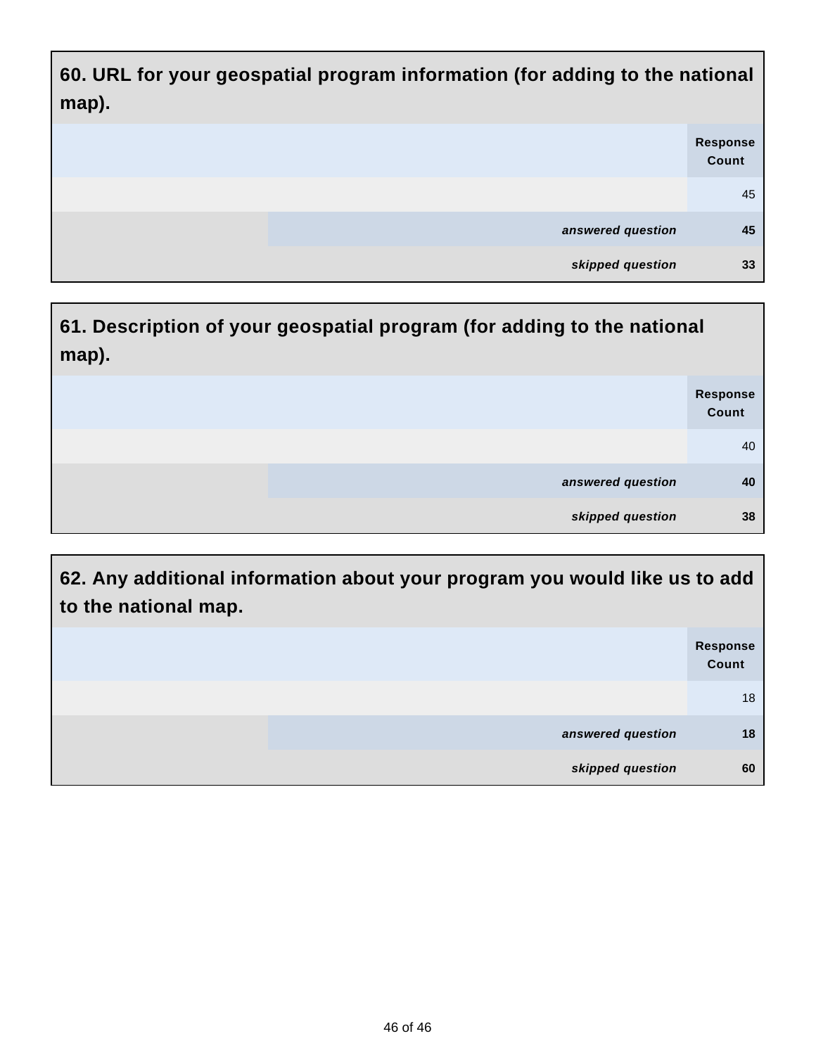## 60. URL for your geospatial program information (for adding to the national map).

| | Response Count |
|---|---|
| | 45 |
| *answered question* | **45** |
| *skipped question* | **33** |

## 61. Description of your geospatial program (for adding to the national map).

| | Response Count |
|---|---|
| | 40 |
| *answered question* | **40** |
| *skipped question* | **38** |

## 62. Any additional information about your program you would like us to add to the national map.

| | Response Count |
|---|---|
| | 18 |
| *answered question* | **18** |
| *skipped question* | **60** |